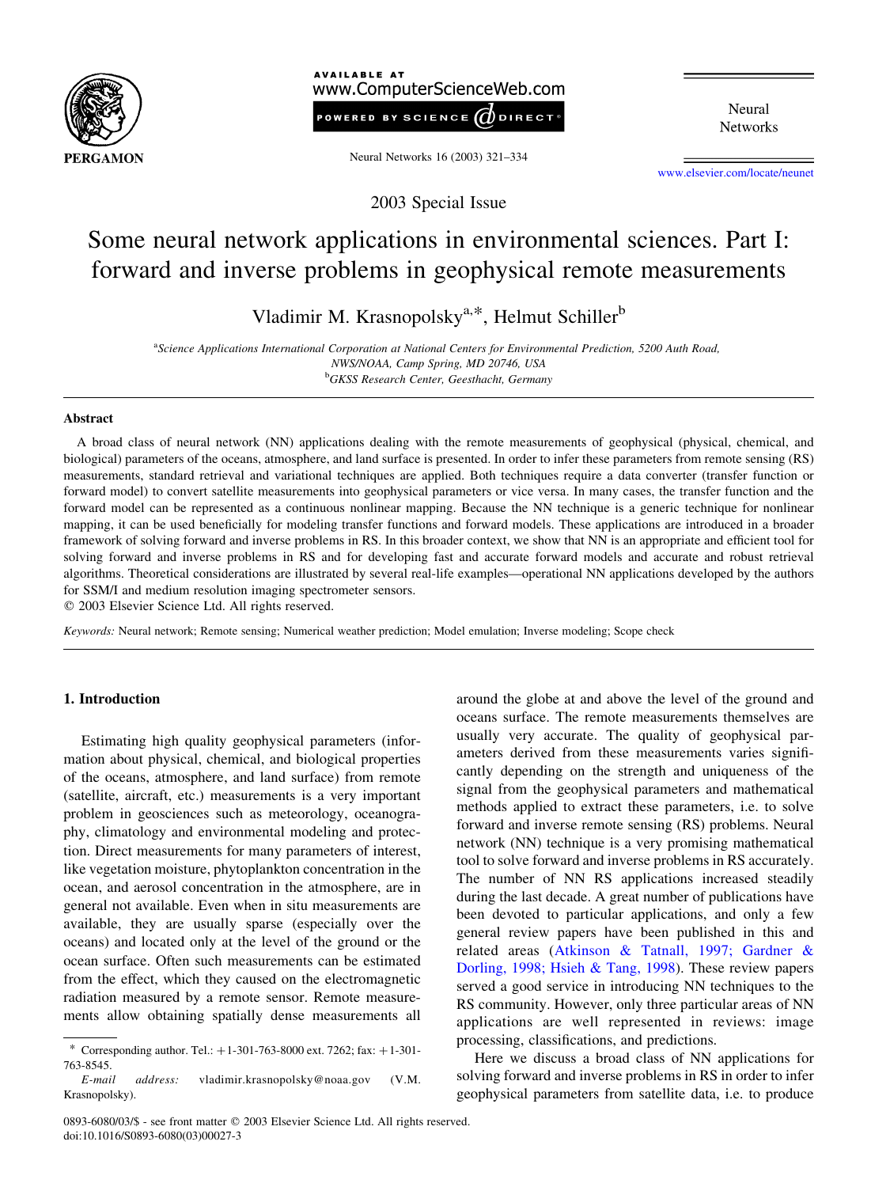2003 Special Issue

# Some neural network applications in environmental sciences. Part I: forward and inverse problems in geophysical remote measurements

Vladimir M. Krasnopolsky[a,*], Helmut Schiller[b]

[a]*Science Applications International Corporation at National Centers for Environmental Prediction, 5200 Auth Road, NWS/NOAA, Camp Spring, MD 20746, USA*

[b]*GKSS Research Center, Geesthacht, Germany*

## Abstract

A broad class of neural network (NN) applications dealing with the remote measurements of geophysical (physical, chemical, and biological) parameters of the oceans, atmosphere, and land surface is presented. In order to infer these parameters from remote sensing (RS) measurements, standard retrieval and variational techniques are applied. Both techniques require a data converter (transfer function or forward model) to convert satellite measurements into geophysical parameters or vice versa. In many cases, the transfer function and the forward model can be represented as a continuous nonlinear mapping. Because the NN technique is a generic technique for nonlinear mapping, it can be used beneficially for modeling transfer functions and forward models. These applications are introduced in a broader framework of solving forward and inverse problems in RS. In this broader context, we show that NN is an appropriate and efficient tool for solving forward and inverse problems in RS and for developing fast and accurate forward models and accurate and robust retrieval algorithms. Theoretical considerations are illustrated by several real-life examples—operational NN applications developed by the authors for SSM/I and medium resolution imaging spectrometer sensors.

© 2003 Elsevier Science Ltd. All rights reserved.

*Keywords:* Neural network; Remote sensing; Numerical weather prediction; Model emulation; Inverse modeling; Scope check

## 1. Introduction

Estimating high quality geophysical parameters (information about physical, chemical, and biological properties of the oceans, atmosphere, and land surface) from remote (satellite, aircraft, etc.) measurements is a very important problem in geosciences such as meteorology, oceanography, climatology and environmental modeling and protection. Direct measurements for many parameters of interest, like vegetation moisture, phytoplankton concentration in the ocean, and aerosol concentration in the atmosphere, are in general not available. Even when in situ measurements are available, they are usually sparse (especially over the oceans) and located only at the level of the ground or the ocean surface. Often such measurements can be estimated from the effect, which they caused on the electromagnetic radiation measured by a remote sensor. Remote measurements allow obtaining spatially dense measurements all around the globe at and above the level of the ground and oceans surface. The remote measurements themselves are usually very accurate. The quality of geophysical parameters derived from these measurements varies significantly depending on the strength and uniqueness of the signal from the geophysical parameters and mathematical methods applied to extract these parameters, i.e. to solve forward and inverse remote sensing (RS) problems. Neural network (NN) technique is a very promising mathematical tool to solve forward and inverse problems in RS accurately. The number of NN RS applications increased steadily during the last decade. A great number of publications have been devoted to particular applications, and only a few general review papers have been published in this and related areas (Atkinson & Tatnall, 1997; Gardner & Dorling, 1998; Hsieh & Tang, 1998). These review papers served a good service in introducing NN techniques to the RS community. However, only three particular areas of NN applications are well represented in reviews: image processing, classifications, and predictions.

Here we discuss a broad class of NN applications for solving forward and inverse problems in RS in order to infer geophysical parameters from satellite data, i.e. to produce

\* Corresponding author. Tel.: +1-301-763-8000 ext. 7262; fax: +1-301-763-8545.
*E-mail address:* vladimir.krasnopolsky@noaa.gov (V.M. Krasnopolsky).

0893-6080/03/$ - see front matter © 2003 Elsevier Science Ltd. All rights reserved.
doi:10.1016/S0893-6080(03)00027-3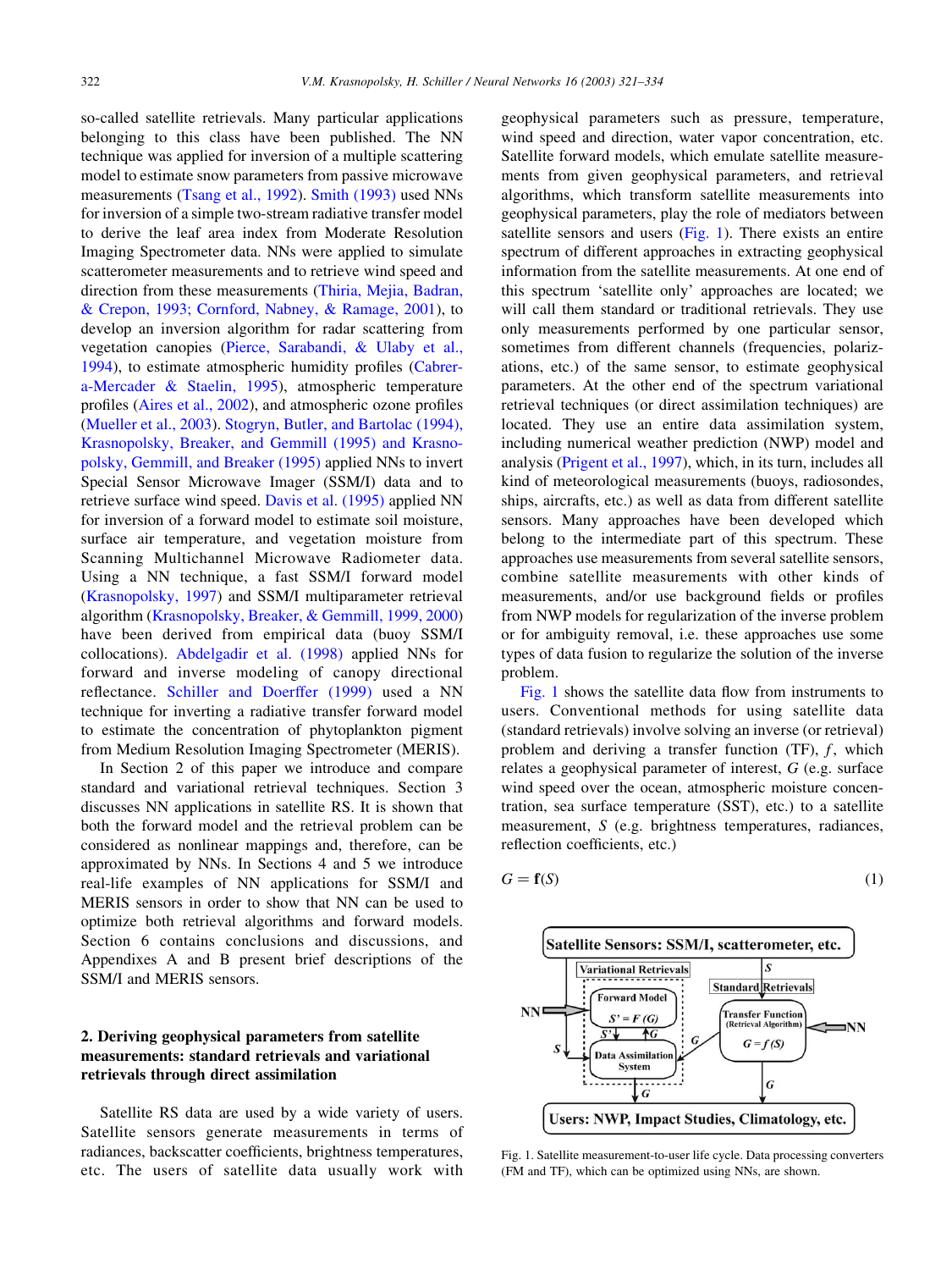so-called satellite retrievals. Many particular applications belonging to this class have been published. The NN technique was applied for inversion of a multiple scattering model to estimate snow parameters from passive microwave measurements (Tsang et al., 1992). Smith (1993) used NNs for inversion of a simple two-stream radiative transfer model to derive the leaf area index from Moderate Resolution Imaging Spectrometer data. NNs were applied to simulate scatterometer measurements and to retrieve wind speed and direction from these measurements (Thiria, Mejia, Badran, & Crepon, 1993; Cornford, Nabney, & Ramage, 2001), to develop an inversion algorithm for radar scattering from vegetation canopies (Pierce, Sarabandi, & Ulaby et al., 1994), to estimate atmospheric humidity profiles (Cabrera-Mercader & Staelin, 1995), atmospheric temperature profiles (Aires et al., 2002), and atmospheric ozone profiles (Mueller et al., 2003). Stogryn, Butler, and Bartolac (1994), Krasnopolsky, Breaker, and Gemmill (1995) and Krasnopolsky, Gemmill, and Breaker (1995) applied NNs to invert Special Sensor Microwave Imager (SSM/I) data and to retrieve surface wind speed. Davis et al. (1995) applied NN for inversion of a forward model to estimate soil moisture, surface air temperature, and vegetation moisture from Scanning Multichannel Microwave Radiometer data. Using a NN technique, a fast SSM/I forward model (Krasnopolsky, 1997) and SSM/I multiparameter retrieval algorithm (Krasnopolsky, Breaker, & Gemmill, 1999, 2000) have been derived from empirical data (buoy SSM/I collocations). Abdelgadir et al. (1998) applied NNs for forward and inverse modeling of canopy directional reflectance. Schiller and Doerffer (1999) used a NN technique for inverting a radiative transfer forward model to estimate the concentration of phytoplankton pigment from Medium Resolution Imaging Spectrometer (MERIS).

In Section 2 of this paper we introduce and compare standard and variational retrieval techniques. Section 3 discusses NN applications in satellite RS. It is shown that both the forward model and the retrieval problem can be considered as nonlinear mappings and, therefore, can be approximated by NNs. In Sections 4 and 5 we introduce real-life examples of NN applications for SSM/I and MERIS sensors in order to show that NN can be used to optimize both retrieval algorithms and forward models. Section 6 contains conclusions and discussions, and Appendixes A and B present brief descriptions of the SSM/I and MERIS sensors.

## 2. Deriving geophysical parameters from satellite measurements: standard retrievals and variational retrievals through direct assimilation

Satellite RS data are used by a wide variety of users. Satellite sensors generate measurements in terms of radiances, backscatter coefficients, brightness temperatures, etc. The users of satellite data usually work with geophysical parameters such as pressure, temperature, wind speed and direction, water vapor concentration, etc. Satellite forward models, which emulate satellite measurements from given geophysical parameters, and retrieval algorithms, which transform satellite measurements into geophysical parameters, play the role of mediators between satellite sensors and users (Fig. 1). There exists an entire spectrum of different approaches in extracting geophysical information from the satellite measurements. At one end of this spectrum 'satellite only' approaches are located; we will call them standard or traditional retrievals. They use only measurements performed by one particular sensor, sometimes from different channels (frequencies, polarizations, etc.) of the same sensor, to estimate geophysical parameters. At the other end of the spectrum variational retrieval techniques (or direct assimilation techniques) are located. They use an entire data assimilation system, including numerical weather prediction (NWP) model and analysis (Prigent et al., 1997), which, in its turn, includes all kind of meteorological measurements (buoys, radiosondes, ships, aircrafts, etc.) as well as data from different satellite sensors. Many approaches have been developed which belong to the intermediate part of this spectrum. These approaches use measurements from several satellite sensors, combine satellite measurements with other kinds of measurements, and/or use background fields or profiles from NWP models for regularization of the inverse problem or for ambiguity removal, i.e. these approaches use some types of data fusion to regularize the solution of the inverse problem.

Fig. 1 shows the satellite data flow from instruments to users. Conventional methods for using satellite data (standard retrievals) involve solving an inverse (or retrieval) problem and deriving a transfer function (TF), $f$, which relates a geophysical parameter of interest, $G$ (e.g. surface wind speed over the ocean, atmospheric moisture concentration, sea surface temperature (SST), etc.) to a satellite measurement, $S$ (e.g. brightness temperatures, radiances, reflection coefficients, etc.)

$$G = \mathbf{f}(S) \tag{1}$$

Satellite Sensors: SSM/I, scatterometer, etc.
Variational Retrievals
Standard Retrievals
Forward Model
$S' = F(G)$
Data Assimilation System
Transfer Function (Retrieval Algorithm)
$G = f(S)$
NN
NN
S
S'
G
Users: NWP, Impact Studies, Climatology, etc.

Fig. 1. Satellite measurement-to-user life cycle. Data processing converters (FM and TF), which can be optimized using NNs, are shown.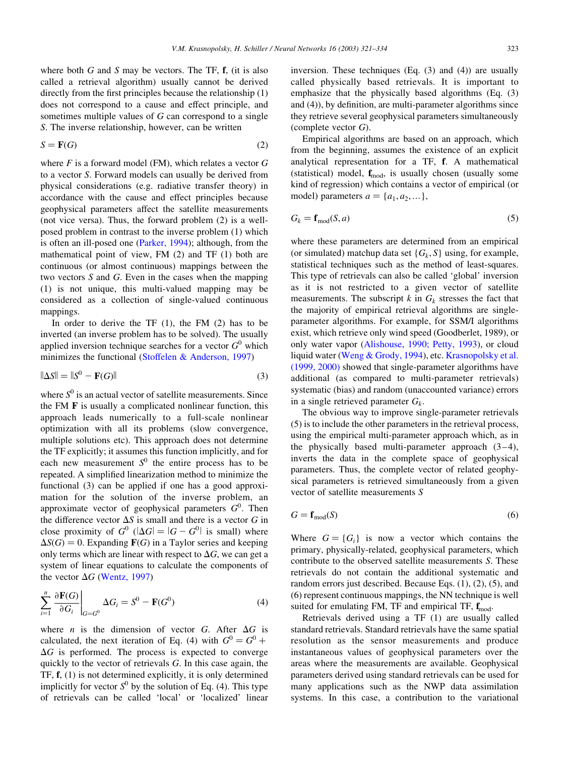where both $G$ and $S$ may be vectors. The TF, $\mathbf{f}$, (it is also called a retrieval algorithm) usually cannot be derived directly from the first principles because the relationship (1) does not correspond to a cause and effect principle, and sometimes multiple values of $G$ can correspond to a single $S$. The inverse relationship, however, can be written

$$S = \mathbf{F}(G) \tag{2}$$

where $F$ is a forward model (FM), which relates a vector $G$ to a vector $S$. Forward models can usually be derived from physical considerations (e.g. radiative transfer theory) in accordance with the cause and effect principles because geophysical parameters affect the satellite measurements (not vice versa). Thus, the forward problem (2) is a well-posed problem in contrast to the inverse problem (1) which is often an ill-posed one (Parker, 1994); although, from the mathematical point of view, FM (2) and TF (1) both are continuous (or almost continuous) mappings between the two vectors $S$ and $G$. Even in the cases when the mapping (1) is not unique, this multi-valued mapping may be considered as a collection of single-valued continuous mappings.

In order to derive the TF (1), the FM (2) has to be inverted (an inverse problem has to be solved). The usually applied inversion technique searches for a vector $G^0$ which minimizes the functional (Stoffelen & Anderson, 1997)

$$\|\Delta S\| = \|S^0 - \mathbf{F}(G)\| \tag{3}$$

where $S^0$ is an actual vector of satellite measurements. Since the FM $\mathbf{F}$ is usually a complicated nonlinear function, this approach leads numerically to a full-scale nonlinear optimization with all its problems (slow convergence, multiple solutions etc). This approach does not determine the TF explicitly; it assumes this function implicitly, and for each new measurement $S^0$ the entire process has to be repeated. A simplified linearization method to minimize the functional (3) can be applied if one has a good approximation for the solution of the inverse problem, an approximate vector of geophysical parameters $G^0$. Then the difference vector $\Delta S$ is small and there is a vector $G$ in close proximity of $G^0$ ($|\Delta G| = |G - G^0|$ is small) where $\Delta S(G) = 0$. Expanding $\mathbf{F}(G)$ in a Taylor series and keeping only terms which are linear with respect to $\Delta G$, we can get a system of linear equations to calculate the components of the vector $\Delta G$ (Wentz, 1997)

$$\sum_{i=1}^{n} \left. \frac{\partial \mathbf{F}(G)}{\partial G_i} \right|_{G=G^0} \Delta G_i = S^0 - \mathbf{F}(G^0) \tag{4}$$

where $n$ is the dimension of vector $G$. After $\Delta G$ is calculated, the next iteration of Eq. (4) with $G^0 = G^0 + \Delta G$ is performed. The process is expected to converge quickly to the vector of retrievals $G$. In this case again, the TF, $\mathbf{f}$, (1) is not determined explicitly, it is only determined implicitly for vector $S^0$ by the solution of Eq. (4). This type of retrievals can be called 'local' or 'localized' linear inversion. These techniques (Eq. (3) and (4)) are usually called physically based retrievals. It is important to emphasize that the physically based algorithms (Eq. (3) and (4)), by definition, are multi-parameter algorithms since they retrieve several geophysical parameters simultaneously (complete vector $G$).

Empirical algorithms are based on an approach, which from the beginning, assumes the existence of an explicit analytical representation for a TF, $\mathbf{f}$. A mathematical (statistical) model, $\mathbf{f}_{\text{mod}}$, is usually chosen (usually some kind of regression) which contains a vector of empirical (or model) parameters $a = \{a_1, a_2, \ldots\}$,

$$G_k = \mathbf{f}_{\text{mod}}(S, a) \tag{5}$$

where these parameters are determined from an empirical (or simulated) matchup data set $\{G_k, S\}$ using, for example, statistical techniques such as the method of least-squares. This type of retrievals can also be called 'global' inversion as it is not restricted to a given vector of satellite measurements. The subscript $k$ in $G_k$ stresses the fact that the majority of empirical retrieval algorithms are single-parameter algorithms. For example, for SSM/I algorithms exist, which retrieve only wind speed (Goodberlet, 1989), or only water vapor (Alishouse, 1990; Petty, 1993), or cloud liquid water (Weng & Grody, 1994), etc. Krasnopolsky et al. (1999, 2000) showed that single-parameter algorithms have additional (as compared to multi-parameter retrievals) systematic (bias) and random (unaccounted variance) errors in a single retrieved parameter $G_k$.

The obvious way to improve single-parameter retrievals (5) is to include the other parameters in the retrieval process, using the empirical multi-parameter approach which, as in the physically based multi-parameter approach (3–4), inverts the data in the complete space of geophysical parameters. Thus, the complete vector of related geophysical parameters is retrieved simultaneously from a given vector of satellite measurements $S$

$$G = \mathbf{f}_{\text{mod}}(S) \tag{6}$$

Where $G = \{G_i\}$ is now a vector which contains the primary, physically-related, geophysical parameters, which contribute to the observed satellite measurements $S$. These retrievals do not contain the additional systematic and random errors just described. Because Eqs. (1), (2), (5), and (6) represent continuous mappings, the NN technique is well suited for emulating FM, TF and empirical TF, $\mathbf{f}_{\text{mod}}$.

Retrievals derived using a TF (1) are usually called standard retrievals. Standard retrievals have the same spatial resolution as the sensor measurements and produce instantaneous values of geophysical parameters over the areas where the measurements are available. Geophysical parameters derived using standard retrievals can be used for many applications such as the NWP data assimilation systems. In this case, a contribution to the variational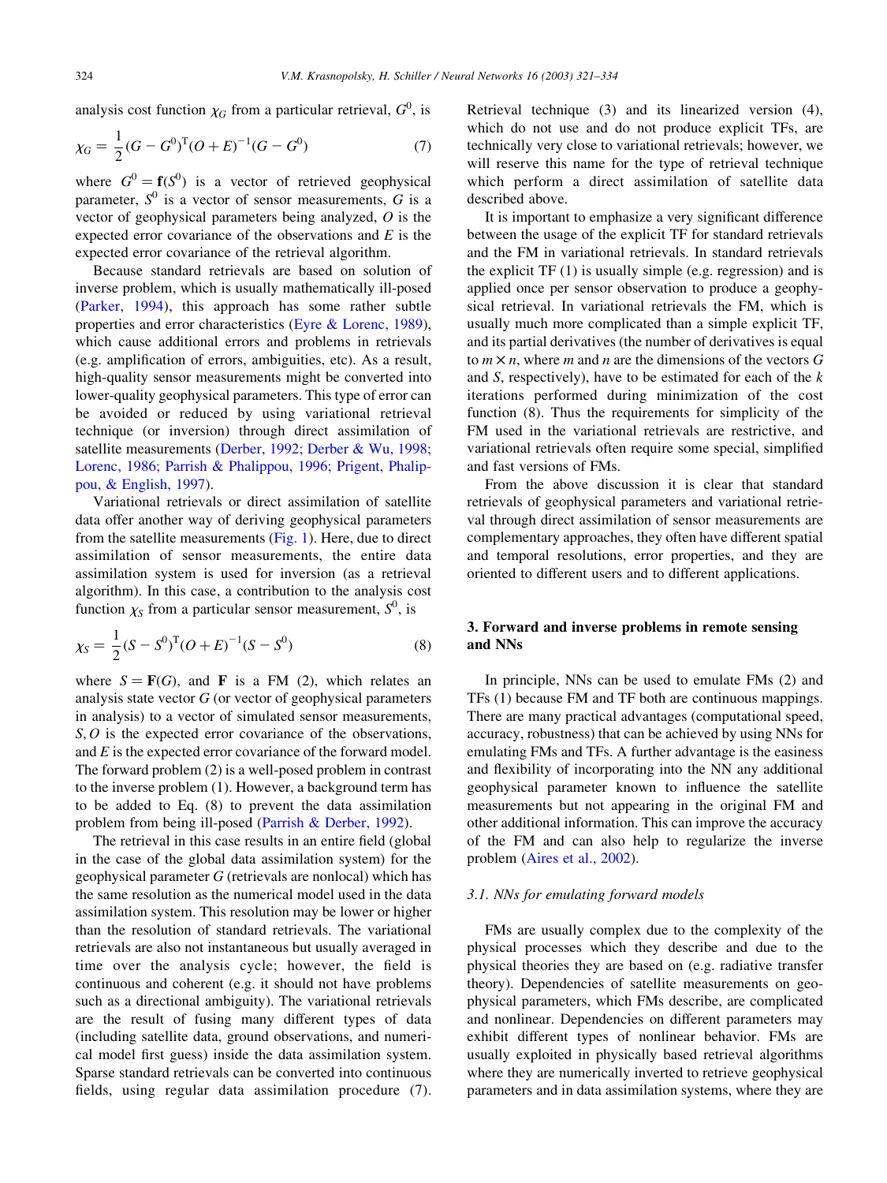analysis cost function $\chi_G$ from a particular retrieval, $G^0$, is

$$\chi_G = \frac{1}{2}(G - G^0)^{\mathrm{T}}(O + E)^{-1}(G - G^0) \tag{7}$$

where $G^0 = \mathbf{f}(S^0)$ is a vector of retrieved geophysical parameter, $S^0$ is a vector of sensor measurements, $G$ is a vector of geophysical parameters being analyzed, $O$ is the expected error covariance of the observations and $E$ is the expected error covariance of the retrieval algorithm.

Because standard retrievals are based on solution of inverse problem, which is usually mathematically ill-posed (Parker, 1994), this approach has some rather subtle properties and error characteristics (Eyre & Lorenc, 1989), which cause additional errors and problems in retrievals (e.g. amplification of errors, ambiguities, etc). As a result, high-quality sensor measurements might be converted into lower-quality geophysical parameters. This type of error can be avoided or reduced by using variational retrieval technique (or inversion) through direct assimilation of satellite measurements (Derber, 1992; Derber & Wu, 1998; Lorenc, 1986; Parrish & Phalippou, 1996; Prigent, Phalippou, & English, 1997).

Variational retrievals or direct assimilation of satellite data offer another way of deriving geophysical parameters from the satellite measurements (Fig. 1). Here, due to direct assimilation of sensor measurements, the entire data assimilation system is used for inversion (as a retrieval algorithm). In this case, a contribution to the analysis cost function $\chi_S$ from a particular sensor measurement, $S^0$, is

$$\chi_S = \frac{1}{2}(S - S^0)^{\mathrm{T}}(O + E)^{-1}(S - S^0) \tag{8}$$

where $S = \mathbf{F}(G)$, and $\mathbf{F}$ is a FM (2), which relates an analysis state vector $G$ (or vector of geophysical parameters in analysis) to a vector of simulated sensor measurements, $S, O$ is the expected error covariance of the observations, and $E$ is the expected error covariance of the forward model. The forward problem (2) is a well-posed problem in contrast to the inverse problem (1). However, a background term has to be added to Eq. (8) to prevent the data assimilation problem from being ill-posed (Parrish & Derber, 1992).

The retrieval in this case results in an entire field (global in the case of the global data assimilation system) for the geophysical parameter $G$ (retrievals are nonlocal) which has the same resolution as the numerical model used in the data assimilation system. This resolution may be lower or higher than the resolution of standard retrievals. The variational retrievals are also not instantaneous but usually averaged in time over the analysis cycle; however, the field is continuous and coherent (e.g. it should not have problems such as a directional ambiguity). The variational retrievals are the result of fusing many different types of data (including satellite data, ground observations, and numerical model first guess) inside the data assimilation system. Sparse standard retrievals can be converted into continuous fields, using regular data assimilation procedure (7). Retrieval technique (3) and its linearized version (4), which do not use and do not produce explicit TFs, are technically very close to variational retrievals; however, we will reserve this name for the type of retrieval technique which perform a direct assimilation of satellite data described above.

It is important to emphasize a very significant difference between the usage of the explicit TF for standard retrievals and the FM in variational retrievals. In standard retrievals the explicit TF (1) is usually simple (e.g. regression) and is applied once per sensor observation to produce a geophysical retrieval. In variational retrievals the FM, which is usually much more complicated than a simple explicit TF, and its partial derivatives (the number of derivatives is equal to $m \times n$, where $m$ and $n$ are the dimensions of the vectors $G$ and $S$, respectively), have to be estimated for each of the $k$ iterations performed during minimization of the cost function (8). Thus the requirements for simplicity of the FM used in the variational retrievals are restrictive, and variational retrievals often require some special, simplified and fast versions of FMs.

From the above discussion it is clear that standard retrievals of geophysical parameters and variational retrieval through direct assimilation of sensor measurements are complementary approaches, they often have different spatial and temporal resolutions, error properties, and they are oriented to different users and to different applications.

## 3. Forward and inverse problems in remote sensing and NNs

In principle, NNs can be used to emulate FMs (2) and TFs (1) because FM and TF both are continuous mappings. There are many practical advantages (computational speed, accuracy, robustness) that can be achieved by using NNs for emulating FMs and TFs. A further advantage is the easiness and flexibility of incorporating into the NN any additional geophysical parameter known to influence the satellite measurements but not appearing in the original FM and other additional information. This can improve the accuracy of the FM and can also help to regularize the inverse problem (Aires et al., 2002).

### 3.1. NNs for emulating forward models

FMs are usually complex due to the complexity of the physical processes which they describe and due to the physical theories they are based on (e.g. radiative transfer theory). Dependencies of satellite measurements on geophysical parameters, which FMs describe, are complicated and nonlinear. Dependencies on different parameters may exhibit different types of nonlinear behavior. FMs are usually exploited in physically based retrieval algorithms where they are numerically inverted to retrieve geophysical parameters and in data assimilation systems, where they are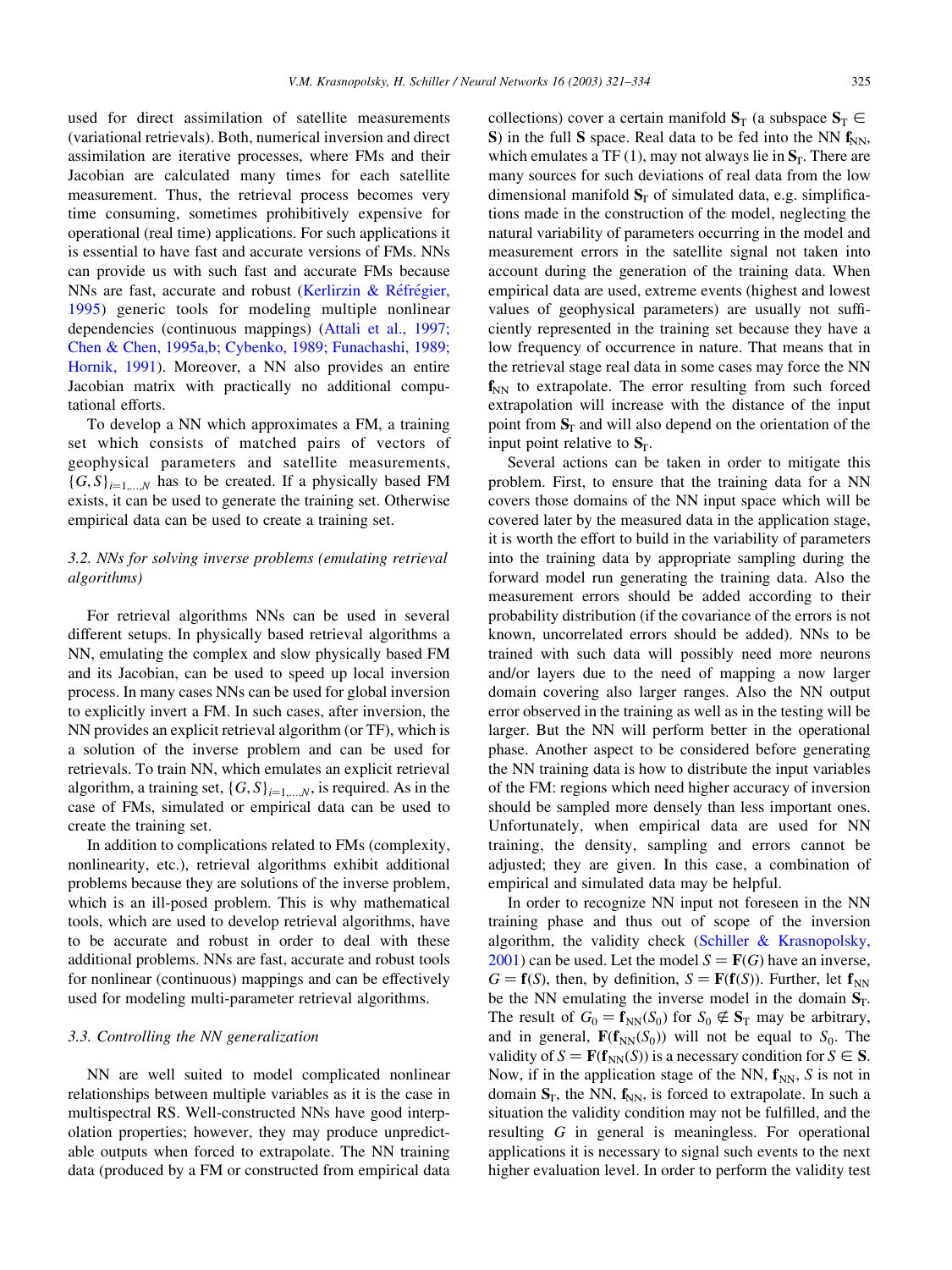used for direct assimilation of satellite measurements (variational retrievals). Both, numerical inversion and direct assimilation are iterative processes, where FMs and their Jacobian are calculated many times for each satellite measurement. Thus, the retrieval process becomes very time consuming, sometimes prohibitively expensive for operational (real time) applications. For such applications it is essential to have fast and accurate versions of FMs. NNs can provide us with such fast and accurate FMs because NNs are fast, accurate and robust (Kerlirzin & Réfrégier, 1995) generic tools for modeling multiple nonlinear dependencies (continuous mappings) (Attali et al., 1997; Chen & Chen, 1995a,b; Cybenko, 1989; Funachashi, 1989; Hornik, 1991). Moreover, a NN also provides an entire Jacobian matrix with practically no additional computational efforts.

To develop a NN which approximates a FM, a training set which consists of matched pairs of vectors of geophysical parameters and satellite measurements, $\{G, S\}_{i=1,\ldots,N}$ has to be created. If a physically based FM exists, it can be used to generate the training set. Otherwise empirical data can be used to create a training set.

### 3.2. NNs for solving inverse problems (emulating retrieval algorithms)

For retrieval algorithms NNs can be used in several different setups. In physically based retrieval algorithms a NN, emulating the complex and slow physically based FM and its Jacobian, can be used to speed up local inversion process. In many cases NNs can be used for global inversion to explicitly invert a FM. In such cases, after inversion, the NN provides an explicit retrieval algorithm (or TF), which is a solution of the inverse problem and can be used for retrievals. To train NN, which emulates an explicit retrieval algorithm, a training set, $\{G, S\}_{i=1,\ldots,N}$, is required. As in the case of FMs, simulated or empirical data can be used to create the training set.

In addition to complications related to FMs (complexity, nonlinearity, etc.), retrieval algorithms exhibit additional problems because they are solutions of the inverse problem, which is an ill-posed problem. This is why mathematical tools, which are used to develop retrieval algorithms, have to be accurate and robust in order to deal with these additional problems. NNs are fast, accurate and robust tools for nonlinear (continuous) mappings and can be effectively used for modeling multi-parameter retrieval algorithms.

### 3.3. Controlling the NN generalization

NN are well suited to model complicated nonlinear relationships between multiple variables as it is the case in multispectral RS. Well-constructed NNs have good interpolation properties; however, they may produce unpredictable outputs when forced to extrapolate. The NN training data (produced by a FM or constructed from empirical data collections) cover a certain manifold $\mathbf{S}_{\mathrm{T}}$ (a subspace $\mathbf{S}_{\mathrm{T}} \in \mathbf{S}$) in the full $\mathbf{S}$ space. Real data to be fed into the NN $\mathbf{f}_{\mathrm{NN}}$, which emulates a TF (1), may not always lie in $\mathbf{S}_{\mathrm{T}}$. There are many sources for such deviations of real data from the low dimensional manifold $\mathbf{S}_{\mathrm{T}}$ of simulated data, e.g. simplifications made in the construction of the model, neglecting the natural variability of parameters occurring in the model and measurement errors in the satellite signal not taken into account during the generation of the training data. When empirical data are used, extreme events (highest and lowest values of geophysical parameters) are usually not sufficiently represented in the training set because they have a low frequency of occurrence in nature. That means that in the retrieval stage real data in some cases may force the NN $\mathbf{f}_{\mathrm{NN}}$ to extrapolate. The error resulting from such forced extrapolation will increase with the distance of the input point from $\mathbf{S}_{\mathrm{T}}$ and will also depend on the orientation of the input point relative to $\mathbf{S}_{\mathrm{T}}$.

Several actions can be taken in order to mitigate this problem. First, to ensure that the training data for a NN covers those domains of the NN input space which will be covered later by the measured data in the application stage, it is worth the effort to build in the variability of parameters into the training data by appropriate sampling during the forward model run generating the training data. Also the measurement errors should be added according to their probability distribution (if the covariance of the errors is not known, uncorrelated errors should be added). NNs to be trained with such data will possibly need more neurons and/or layers due to the need of mapping a now larger domain covering also larger ranges. Also the NN output error observed in the training as well as in the testing will be larger. But the NN will perform better in the operational phase. Another aspect to be considered before generating the NN training data is how to distribute the input variables of the FM: regions which need higher accuracy of inversion should be sampled more densely than less important ones. Unfortunately, when empirical data are used for NN training, the density, sampling and errors cannot be adjusted; they are given. In this case, a combination of empirical and simulated data may be helpful.

In order to recognize NN input not foreseen in the NN training phase and thus out of scope of the inversion algorithm, the validity check (Schiller & Krasnopolsky, 2001) can be used. Let the model $S = \mathbf{F}(G)$ have an inverse, $G = \mathbf{f}(S)$, then, by definition, $S = \mathbf{F}(\mathbf{f}(S))$. Further, let $\mathbf{f}_{\mathrm{NN}}$ be the NN emulating the inverse model in the domain $\mathbf{S}_{\mathrm{T}}$. The result of $G_0 = \mathbf{f}_{\mathrm{NN}}(S_0)$ for $S_0 \notin \mathbf{S}_{\mathrm{T}}$ may be arbitrary, and in general, $\mathbf{F}(\mathbf{f}_{\mathrm{NN}}(S_0))$ will not be equal to $S_0$. The validity of $S = \mathbf{F}(\mathbf{f}_{\mathrm{NN}}(S))$ is a necessary condition for $S \in \mathbf{S}$. Now, if in the application stage of the NN, $\mathbf{f}_{\mathrm{NN}}$, $S$ is not in domain $\mathbf{S}_{\mathrm{T}}$, the NN, $\mathbf{f}_{\mathrm{NN}}$, is forced to extrapolate. In such a situation the validity condition may not be fulfilled, and the resulting $G$ in general is meaningless. For operational applications it is necessary to signal such events to the next higher evaluation level. In order to perform the validity test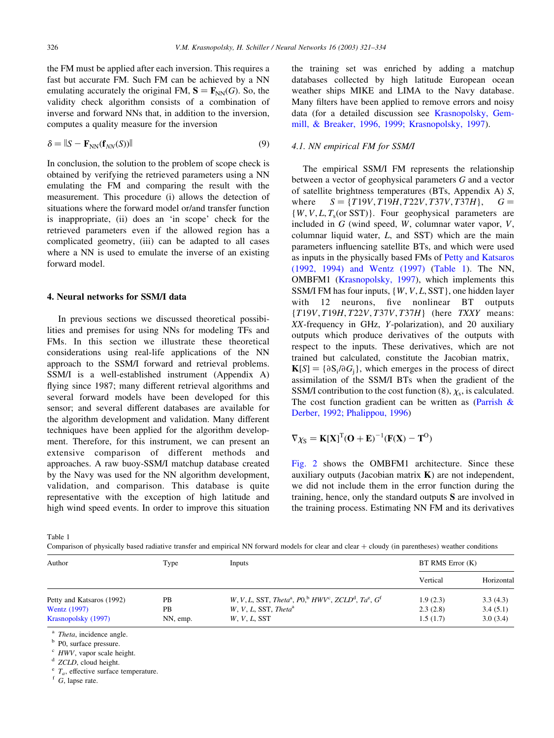the FM must be applied after each inversion. This requires a fast but accurate FM. Such FM can be achieved by a NN emulating accurately the original FM, $\mathbf{S} = \mathbf{F}_{\mathrm{NN}}(G)$. So, the validity check algorithm consists of a combination of inverse and forward NNs that, in addition to the inversion, computes a quality measure for the inversion

$$\delta = \|S - \mathbf{F}_{\mathrm{NN}}(\mathbf{f}_{NN}(S))\| \tag{9}$$

In conclusion, the solution to the problem of scope check is obtained by verifying the retrieved parameters using a NN emulating the FM and comparing the result with the measurement. This procedure (i) allows the detection of situations where the forward model or/and transfer function is inappropriate, (ii) does an 'in scope' check for the retrieved parameters even if the allowed region has a complicated geometry, (iii) can be adapted to all cases where a NN is used to emulate the inverse of an existing forward model.

## 4. Neural networks for SSM/I data

In previous sections we discussed theoretical possibilities and premises for using NNs for modeling TFs and FMs. In this section we illustrate these theoretical considerations using real-life applications of the NN approach to the SSM/I forward and retrieval problems. SSM/I is a well-established instrument (Appendix A) flying since 1987; many different retrieval algorithms and several forward models have been developed for this sensor; and several different databases are available for the algorithm development and validation. Many different techniques have been applied for the algorithm development. Therefore, for this instrument, we can present an extensive comparison of different methods and approaches. A raw buoy-SSM/I matchup database created by the Navy was used for the NN algorithm development, validation, and comparison. This database is quite representative with the exception of high latitude and high wind speed events. In order to improve this situation the training set was enriched by adding a matchup databases collected by high latitude European ocean weather ships MIKE and LIMA to the Navy database. Many filters have been applied to remove errors and noisy data (for a detailed discussion see Krasnopolsky, Gemmill, & Breaker, 1996, 1999; Krasnopolsky, 1997).

### 4.1. NN empirical FM for SSM/I

The empirical SSM/I FM represents the relationship between a vector of geophysical parameters $G$ and a vector of satellite brightness temperatures (BTs, Appendix A) $S$, where $S = \{T19V, T19H, T22V, T37V, T37H\}$, $G = \{W, V, L, T_s(\text{or SST})\}$. Four geophysical parameters are included in $G$ (wind speed, $W$, columnar water vapor, $V$, columnar liquid water, $L$, and SST) which are the main parameters influencing satellite BTs, and which were used as inputs in the physically based FMs of Petty and Katsaros (1992, 1994) and Wentz (1997) (Table 1). The NN, OMBFM1 (Krasnopolsky, 1997), which implements this SSM/I FM has four inputs, $\{W, V, L, \text{SST}\}$, one hidden layer with 12 neurons, five nonlinear BT outputs $\{T19V, T19H, T22V, T37V, T37H\}$ (here $TXXY$ means: $XX$-frequency in GHz, $Y$-polarization), and 20 auxiliary outputs which produce derivatives of the outputs with respect to the inputs. These derivatives, which are not trained but calculated, constitute the Jacobian matrix, $\mathbf{K}[S] = \{\partial S_i / \partial G_j\}$, which emerges in the process of direct assimilation of the SSM/I BTs when the gradient of the SSM/I contribution to the cost function (8), $\chi_s$, is calculated. The cost function gradient can be written as (Parrish & Derber, 1992; Phalippou, 1996)

$$\nabla \chi_S = \mathbf{K}[\mathbf{X}]^{\mathrm{T}} (\mathbf{O} + \mathbf{E})^{-1} (\mathbf{F}(\mathbf{X}) - \mathbf{T}^{\mathrm{O}})$$

Fig. 2 shows the OMBFM1 architecture. Since these auxiliary outputs (Jacobian matrix $\mathbf{K}$) are not independent, we did not include them in the error function during the training, hence, only the standard outputs $\mathbf{S}$ are involved in the training process. Estimating NN FM and its derivatives

Table 1

Comparison of physically based radiative transfer and empirical NN forward models for clear and clear + cloudy (in parentheses) weather conditions

| Author | Type | Inputs | BT RMS Error (K) | |
|---|---|---|---|---|
| | | | Vertical | Horizontal |
| Petty and Katsaros (1992) | PB | $W, V, L$, SST, *Theta*[a], *P0*,[b] *HWV*[c], *ZCLD*[d], *Ta*[e], *G*[f] | 1.9 (2.3) | 3.3 (4.3) |
| Wentz (1997) | PB | $W, V, L$, SST, *Theta*[a] | 2.3 (2.8) | 3.4 (5.1) |
| Krasnopolsky (1997) | NN, emp. | $W, V, L$, SST | 1.5 (1.7) | 3.0 (3.4) |

[a] *Theta*, incidence angle.
[b] P0, surface pressure.
[c] *HWV*, vapor scale height.
[d] *ZCLD*, cloud height.
[e] $T_a$, effective surface temperature.
[f] *G*, lapse rate.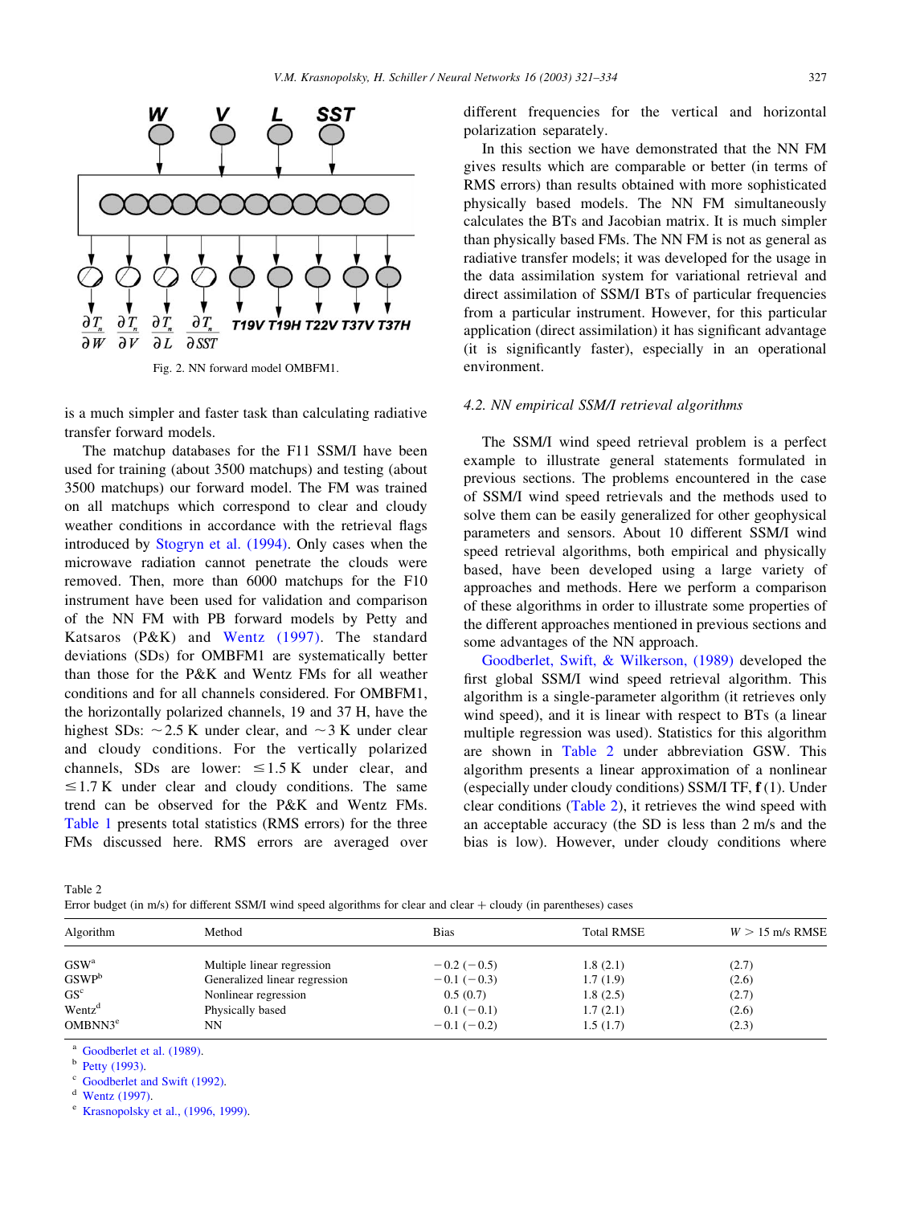Fig. 2. NN forward model OMBFM1.

is a much simpler and faster task than calculating radiative transfer forward models.

The matchup databases for the F11 SSM/I have been used for training (about 3500 matchups) and testing (about 3500 matchups) our forward model. The FM was trained on all matchups which correspond to clear and cloudy weather conditions in accordance with the retrieval flags introduced by Stogryn et al. (1994). Only cases when the microwave radiation cannot penetrate the clouds were removed. Then, more than 6000 matchups for the F10 instrument have been used for validation and comparison of the NN FM with PB forward models by Petty and Katsaros (P&K) and Wentz (1997). The standard deviations (SDs) for OMBFM1 are systematically better than those for the P&K and Wentz FMs for all weather conditions and for all channels considered. For OMBFM1, the horizontally polarized channels, 19 and 37 H, have the highest SDs: ~2.5 K under clear, and ~3 K under clear and cloudy conditions. For the vertically polarized channels, SDs are lower: ≤1.5 K under clear, and ≤1.7 K under clear and cloudy conditions. The same trend can be observed for the P&K and Wentz FMs. Table 1 presents total statistics (RMS errors) for the three FMs discussed here. RMS errors are averaged over different frequencies for the vertical and horizontal polarization separately.

In this section we have demonstrated that the NN FM gives results which are comparable or better (in terms of RMS errors) than results obtained with more sophisticated physically based models. The NN FM simultaneously calculates the BTs and Jacobian matrix. It is much simpler than physically based FMs. The NN FM is not as general as radiative transfer models; it was developed for the usage in the data assimilation system for variational retrieval and direct assimilation of SSM/I BTs of particular frequencies from a particular instrument. However, for this particular application (direct assimilation) it has significant advantage (it is significantly faster), especially in an operational environment.

### 4.2. NN empirical SSM/I retrieval algorithms

The SSM/I wind speed retrieval problem is a perfect example to illustrate general statements formulated in previous sections. The problems encountered in the case of SSM/I wind speed retrievals and the methods used to solve them can be easily generalized for other geophysical parameters and sensors. About 10 different SSM/I wind speed retrieval algorithms, both empirical and physically based, have been developed using a large variety of approaches and methods. Here we perform a comparison of these algorithms in order to illustrate some properties of the different approaches mentioned in previous sections and some advantages of the NN approach.

Goodberlet, Swift, & Wilkerson, (1989) developed the first global SSM/I wind speed retrieval algorithm. This algorithm is a single-parameter algorithm (it retrieves only wind speed), and it is linear with respect to BTs (a linear multiple regression was used). Statistics for this algorithm are shown in Table 2 under abbreviation GSW. This algorithm presents a linear approximation of a nonlinear (especially under cloudy conditions) SSM/I TF, **f** (1). Under clear conditions (Table 2), it retrieves the wind speed with an acceptable accuracy (the SD is less than 2 m/s and the bias is low). However, under cloudy conditions where

Table 2
Error budget (in m/s) for different SSM/I wind speed algorithms for clear and clear + cloudy (in parentheses) cases

| Algorithm | Method | Bias | Total RMSE | $W > 15$ m/s RMSE |
|---|---|---|---|---|
| GSW[a] | Multiple linear regression | −0.2 (−0.5) | 1.8 (2.1) | (2.7) |
| GSWP[b] | Generalized linear regression | −0.1 (−0.3) | 1.7 (1.9) | (2.6) |
| GS[c] | Nonlinear regression | 0.5 (0.7) | 1.8 (2.5) | (2.7) |
| Wentz[d] | Physically based | 0.1 (−0.1) | 1.7 (2.1) | (2.6) |
| OMBNN3[e] | NN | −0.1 (−0.2) | 1.5 (1.7) | (2.3) |

[a] Goodberlet et al. (1989).
[b] Petty (1993).
[c] Goodberlet and Swift (1992).
[d] Wentz (1997).
[e] Krasnopolsky et al., (1996, 1999).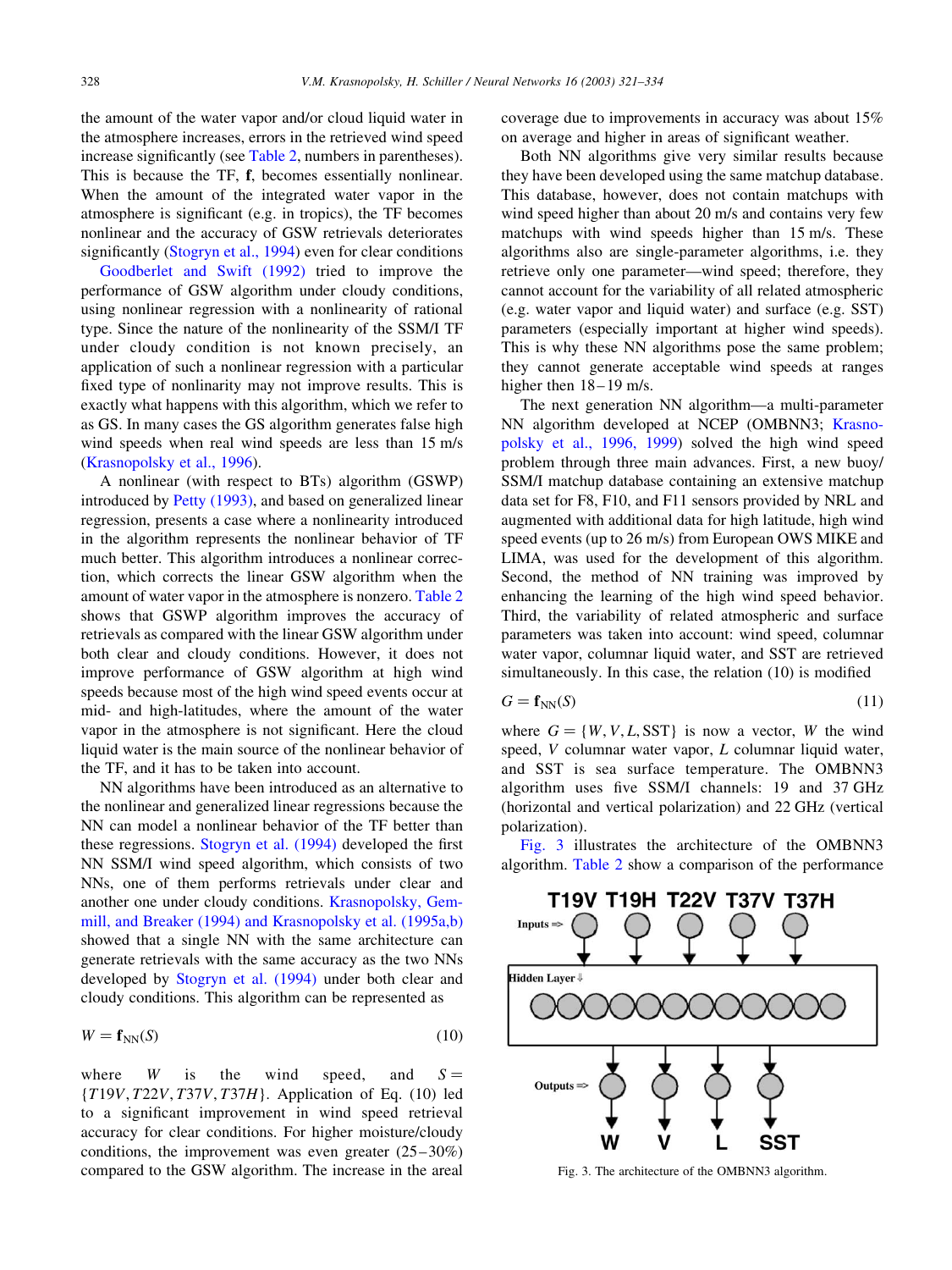the amount of the water vapor and/or cloud liquid water in the atmosphere increases, errors in the retrieved wind speed increase significantly (see Table 2, numbers in parentheses). This is because the TF, **f**, becomes essentially nonlinear. When the amount of the integrated water vapor in the atmosphere is significant (e.g. in tropics), the TF becomes nonlinear and the accuracy of GSW retrievals deteriorates significantly (Stogryn et al., 1994) even for clear conditions

Goodberlet and Swift (1992) tried to improve the performance of GSW algorithm under cloudy conditions, using nonlinear regression with a nonlinearity of rational type. Since the nature of the nonlinearity of the SSM/I TF under cloudy condition is not known precisely, an application of such a nonlinear regression with a particular fixed type of nonlinearity may not improve results. This is exactly what happens with this algorithm, which we refer to as GS. In many cases the GS algorithm generates false high wind speeds when real wind speeds are less than 15 m/s (Krasnopolsky et al., 1996).

A nonlinear (with respect to BTs) algorithm (GSWP) introduced by Petty (1993), and based on generalized linear regression, presents a case where a nonlinearity introduced in the algorithm represents the nonlinear behavior of TF much better. This algorithm introduces a nonlinear correction, which corrects the linear GSW algorithm when the amount of water vapor in the atmosphere is nonzero. Table 2 shows that GSWP algorithm improves the accuracy of retrievals as compared with the linear GSW algorithm under both clear and cloudy conditions. However, it does not improve performance of GSW algorithm at high wind speeds because most of the high wind speed events occur at mid- and high-latitudes, where the amount of the water vapor in the atmosphere is not significant. Here the cloud liquid water is the main source of the nonlinear behavior of the TF, and it has to be taken into account.

NN algorithms have been introduced as an alternative to the nonlinear and generalized linear regressions because the NN can model a nonlinear behavior of the TF better than these regressions. Stogryn et al. (1994) developed the first NN SSM/I wind speed algorithm, which consists of two NNs, one of them performs retrievals under clear and another one under cloudy conditions. Krasnopolsky, Gemmill, and Breaker (1994) and Krasnopolsky et al. (1995a,b) showed that a single NN with the same architecture can generate retrievals with the same accuracy as the two NNs developed by Stogryn et al. (1994) under both clear and cloudy conditions. This algorithm can be represented as

$$W = \mathbf{f}_{\mathrm{NN}}(S) \tag{10}$$

where $W$ is the wind speed, and $S = \{T19V, T22V, T37V, T37H\}$. Application of Eq. (10) led to a significant improvement in wind speed retrieval accuracy for clear conditions. For higher moisture/cloudy conditions, the improvement was even greater (25–30%) compared to the GSW algorithm. The increase in the areal coverage due to improvements in accuracy was about 15% on average and higher in areas of significant weather.

Both NN algorithms give very similar results because they have been developed using the same matchup database. This database, however, does not contain matchups with wind speed higher than about 20 m/s and contains very few matchups with wind speeds higher than 15 m/s. These algorithms also are single-parameter algorithms, i.e. they retrieve only one parameter—wind speed; therefore, they cannot account for the variability of all related atmospheric (e.g. water vapor and liquid water) and surface (e.g. SST) parameters (especially important at higher wind speeds). This is why these NN algorithms pose the same problem; they cannot generate acceptable wind speeds at ranges higher then 18–19 m/s.

The next generation NN algorithm—a multi-parameter NN algorithm developed at NCEP (OMBNN3; Krasnopolsky et al., 1996, 1999) solved the high wind speed problem through three main advances. First, a new buoy/SSM/I matchup database containing an extensive matchup data set for F8, F10, and F11 sensors provided by NRL and augmented with additional data for high latitude, high wind speed events (up to 26 m/s) from European OWS MIKE and LIMA, was used for the development of this algorithm. Second, the method of NN training was improved by enhancing the learning of the high wind speed behavior. Third, the variability of related atmospheric and surface parameters was taken into account: wind speed, columnar water vapor, columnar liquid water, and SST are retrieved simultaneously. In this case, the relation (10) is modified

$$G = \mathbf{f}_{\mathrm{NN}}(S) \tag{11}$$

where $G = \{W, V, L, \mathrm{SST}\}$ is now a vector, $W$ the wind speed, $V$ columnar water vapor, $L$ columnar liquid water, and SST is sea surface temperature. The OMBNN3 algorithm uses five SSM/I channels: 19 and 37 GHz (horizontal and vertical polarization) and 22 GHz (vertical polarization).

Fig. 3 illustrates the architecture of the OMBNN3 algorithm. Table 2 show a comparison of the performance

Fig. 3. The architecture of the OMBNN3 algorithm.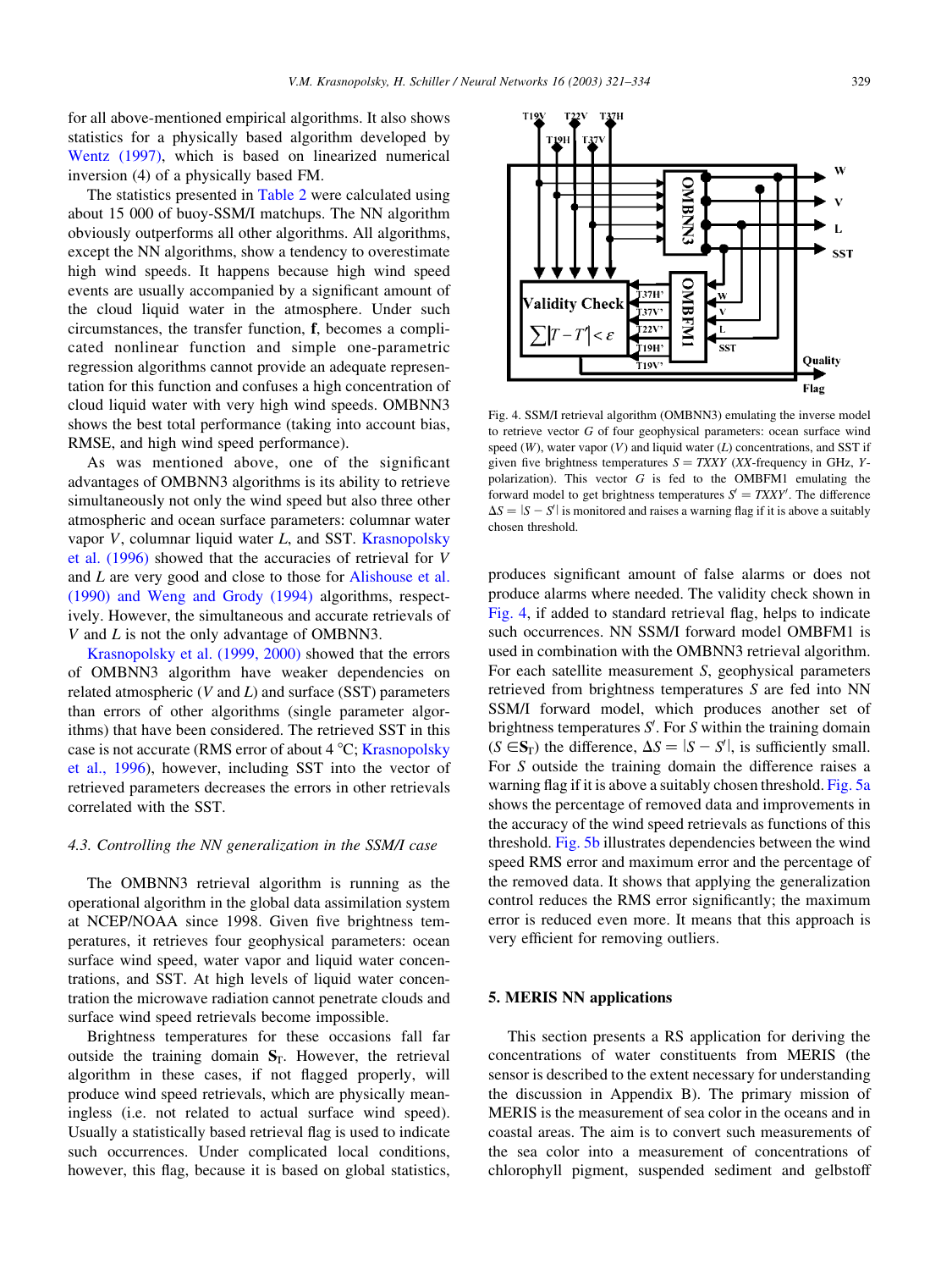for all above-mentioned empirical algorithms. It also shows statistics for a physically based algorithm developed by Wentz (1997), which is based on linearized numerical inversion (4) of a physically based FM.

The statistics presented in Table 2 were calculated using about 15 000 of buoy-SSM/I matchups. The NN algorithm obviously outperforms all other algorithms. All algorithms, except the NN algorithms, show a tendency to overestimate high wind speeds. It happens because high wind speed events are usually accompanied by a significant amount of the cloud liquid water in the atmosphere. Under such circumstances, the transfer function, **f**, becomes a complicated nonlinear function and simple one-parametric regression algorithms cannot provide an adequate representation for this function and confuses a high concentration of cloud liquid water with very high wind speeds. OMBNN3 shows the best total performance (taking into account bias, RMSE, and high wind speed performance).

As was mentioned above, one of the significant advantages of OMBNN3 algorithms is its ability to retrieve simultaneously not only the wind speed but also three other atmospheric and ocean surface parameters: columnar water vapor $V$, columnar liquid water $L$, and SST. Krasnopolsky et al. (1996) showed that the accuracies of retrieval for $V$ and $L$ are very good and close to those for Alishouse et al. (1990) and Weng and Grody (1994) algorithms, respectively. However, the simultaneous and accurate retrievals of $V$ and $L$ is not the only advantage of OMBNN3.

Krasnopolsky et al. (1999, 2000) showed that the errors of OMBNN3 algorithm have weaker dependencies on related atmospheric ($V$ and $L$) and surface (SST) parameters than errors of other algorithms (single parameter algorithms) that have been considered. The retrieved SST in this case is not accurate (RMS error of about 4 °C; Krasnopolsky et al., 1996), however, including SST into the vector of retrieved parameters decreases the errors in other retrievals correlated with the SST.

### 4.3. Controlling the NN generalization in the SSM/I case

The OMBNN3 retrieval algorithm is running as the operational algorithm in the global data assimilation system at NCEP/NOAA since 1998. Given five brightness temperatures, it retrieves four geophysical parameters: ocean surface wind speed, water vapor and liquid water concentrations, and SST. At high levels of liquid water concentration the microwave radiation cannot penetrate clouds and surface wind speed retrievals become impossible.

Brightness temperatures for these occasions fall far outside the training domain $\mathbf{S}_T$. However, the retrieval algorithm in these cases, if not flagged properly, will produce wind speed retrievals, which are physically meaningless (i.e. not related to actual surface wind speed). Usually a statistically based retrieval flag is used to indicate such occurrences. Under complicated local conditions, however, this flag, because it is based on global statistics, produces significant amount of false alarms or does not produce alarms where needed. The validity check shown in Fig. 4, if added to standard retrieval flag, helps to indicate such occurrences. NN SSM/I forward model OMBFM1 is used in combination with the OMBNN3 retrieval algorithm. For each satellite measurement $S$, geophysical parameters retrieved from brightness temperatures $S$ are fed into NN SSM/I forward model, which produces another set of brightness temperatures $S'$. For $S$ within the training domain ($S \in \mathbf{S}_T$) the difference, $\Delta S = |S - S'|$, is sufficiently small. For $S$ outside the training domain the difference raises a warning flag if it is above a suitably chosen threshold. Fig. 5a shows the percentage of removed data and improvements in the accuracy of the wind speed retrievals as functions of this threshold. Fig. 5b illustrates dependencies between the wind speed RMS error and maximum error and the percentage of the removed data. It shows that applying the generalization control reduces the RMS error significantly; the maximum error is reduced even more. It means that this approach is very efficient for removing outliers.

Fig. 4. SSM/I retrieval algorithm (OMBNN3) emulating the inverse model to retrieve vector $G$ of four geophysical parameters: ocean surface wind speed ($W$), water vapor ($V$) and liquid water ($L$) concentrations, and SST if given five brightness temperatures $S = TXXY$ ($XX$-frequency in GHz, $Y$-polarization). This vector $G$ is fed to the OMBFM1 emulating the forward model to get brightness temperatures $S' = TXXY'$. The difference $\Delta S = |S - S'|$ is monitored and raises a warning flag if it is above a suitably chosen threshold.

## 5. MERIS NN applications

This section presents a RS application for deriving the concentrations of water constituents from MERIS (the sensor is described to the extent necessary for understanding the discussion in Appendix B). The primary mission of MERIS is the measurement of sea color in the oceans and in coastal areas. The aim is to convert such measurements of the sea color into a measurement of concentrations of chlorophyll pigment, suspended sediment and gelbstoff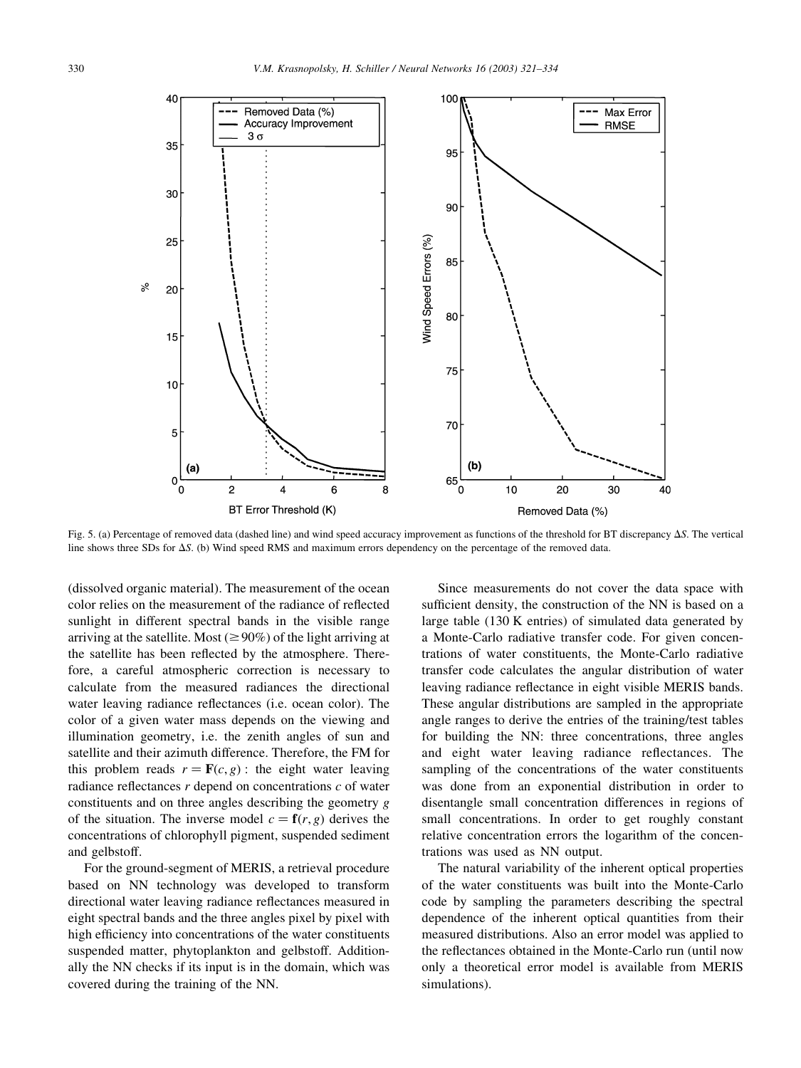(a)

%

40
35
30
25
20
15
10
5
0

0 2 4 6 8

BT Error Threshold (K)

Removed Data (%)
Accuracy Improvement
3 σ

(b)

Wind Speed Errors (%)

100
95
90
85
80
75
70
65

0 10 20 30 40

Removed Data (%)

Max Error
RMSE

Fig. 5. (a) Percentage of removed data (dashed line) and wind speed accuracy improvement as functions of the threshold for BT discrepancy $\Delta S$. The vertical line shows three SDs for $\Delta S$. (b) Wind speed RMS and maximum errors dependency on the percentage of the removed data.

(dissolved organic material). The measurement of the ocean color relies on the measurement of the radiance of reflected sunlight in different spectral bands in the visible range arriving at the satellite. Most ($\geq 90\%$) of the light arriving at the satellite has been reflected by the atmosphere. Therefore, a careful atmospheric correction is necessary to calculate from the measured radiances the directional water leaving radiance reflectances (i.e. ocean color). The color of a given water mass depends on the viewing and illumination geometry, i.e. the zenith angles of sun and satellite and their azimuth difference. Therefore, the FM for this problem reads $r = \mathbf{F}(c, g)$ : the eight water leaving radiance reflectances $r$ depend on concentrations $c$ of water constituents and on three angles describing the geometry $g$ of the situation. The inverse model $c = \mathbf{f}(r, g)$ derives the concentrations of chlorophyll pigment, suspended sediment and gelbstoff.

For the ground-segment of MERIS, a retrieval procedure based on NN technology was developed to transform directional water leaving radiance reflectances measured in eight spectral bands and the three angles pixel by pixel with high efficiency into concentrations of the water constituents suspended matter, phytoplankton and gelbstoff. Additionally the NN checks if its input is in the domain, which was covered during the training of the NN.

Since measurements do not cover the data space with sufficient density, the construction of the NN is based on a large table (130 K entries) of simulated data generated by a Monte-Carlo radiative transfer code. For given concentrations of water constituents, the Monte-Carlo radiative transfer code calculates the angular distribution of water leaving radiance reflectance in eight visible MERIS bands. These angular distributions are sampled in the appropriate angle ranges to derive the entries of the training/test tables for building the NN: three concentrations, three angles and eight water leaving radiance reflectances. The sampling of the concentrations of the water constituents was done from an exponential distribution in order to disentangle small concentration differences in regions of small concentrations. In order to get roughly constant relative concentration errors the logarithm of the concentrations was used as NN output.

The natural variability of the inherent optical properties of the water constituents was built into the Monte-Carlo code by sampling the parameters describing the spectral dependence of the inherent optical quantities from their measured distributions. Also an error model was applied to the reflectances obtained in the Monte-Carlo run (until now only a theoretical error model is available from MERIS simulations).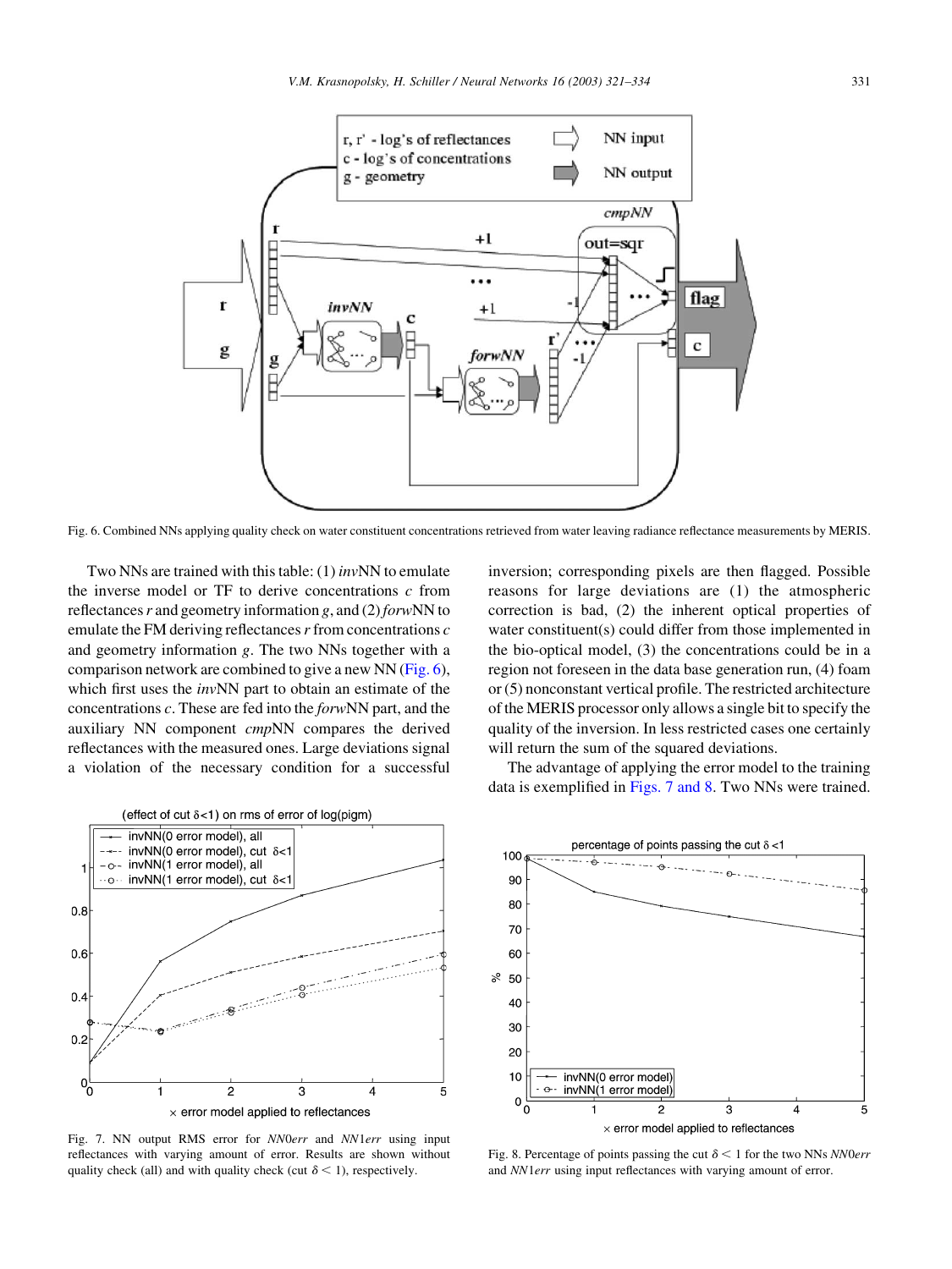Fig. 6. Combined NNs applying quality check on water constituent concentrations retrieved from water leaving radiance reflectance measurements by MERIS.

Two NNs are trained with this table: (1) *inv*NN to emulate the inverse model or TF to derive concentrations $c$ from reflectances $r$ and geometry information $g$, and (2) *forw*NN to emulate the FM deriving reflectances $r$ from concentrations $c$ and geometry information $g$. The two NNs together with a comparison network are combined to give a new NN (Fig. 6), which first uses the *inv*NN part to obtain an estimate of the concentrations $c$. These are fed into the *forw*NN part, and the auxiliary NN component *cmp*NN compares the derived reflectances with the measured ones. Large deviations signal a violation of the necessary condition for a successful inversion; corresponding pixels are then flagged. Possible reasons for large deviations are (1) the atmospheric correction is bad, (2) the inherent optical properties of water constituent(s) could differ from those implemented in the bio-optical model, (3) the concentrations could be in a region not foreseen in the data base generation run, (4) foam or (5) nonconstant vertical profile. The restricted architecture of the MERIS processor only allows a single bit to specify the quality of the inversion. In less restricted cases one certainly will return the sum of the squared deviations.

The advantage of applying the error model to the training data is exemplified in Figs. 7 and 8. Two NNs were trained.

Fig. 7. NN output RMS error for *NN0err* and *NN1err* using input reflectances with varying amount of error. Results are shown without quality check (all) and with quality check (cut $\delta < 1$), respectively.

Fig. 8. Percentage of points passing the cut $\delta < 1$ for the two NNs *NN0err* and *NN1err* using input reflectances with varying amount of error.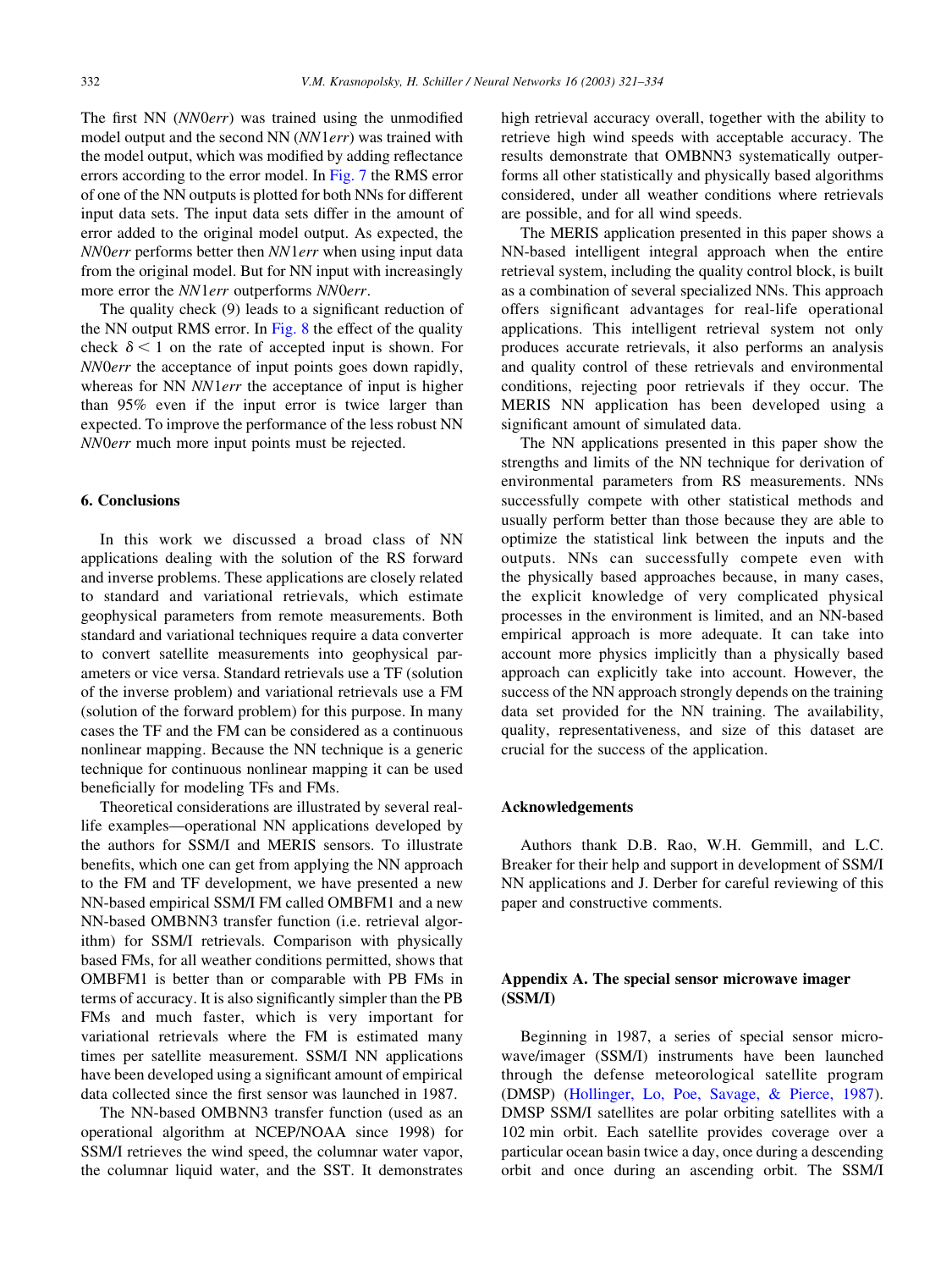The first NN (*NN*0*err*) was trained using the unmodified model output and the second NN (*NN*1*err*) was trained with the model output, which was modified by adding reflectance errors according to the error model. In Fig. 7 the RMS error of one of the NN outputs is plotted for both NNs for different input data sets. The input data sets differ in the amount of error added to the original model output. As expected, the *NN*0*err* performs better then *NN*1*err* when using input data from the original model. But for NN input with increasingly more error the *NN*1*err* outperforms *NN*0*err*.

The quality check (9) leads to a significant reduction of the NN output RMS error. In Fig. 8 the effect of the quality check $\delta < 1$ on the rate of accepted input is shown. For *NN*0*err* the acceptance of input points goes down rapidly, whereas for NN *NN*1*err* the acceptance of input is higher than 95% even if the input error is twice larger than expected. To improve the performance of the less robust NN *NN*0*err* much more input points must be rejected.

## 6. Conclusions

In this work we discussed a broad class of NN applications dealing with the solution of the RS forward and inverse problems. These applications are closely related to standard and variational retrievals, which estimate geophysical parameters from remote measurements. Both standard and variational techniques require a data converter to convert satellite measurements into geophysical parameters or vice versa. Standard retrievals use a TF (solution of the inverse problem) and variational retrievals use a FM (solution of the forward problem) for this purpose. In many cases the TF and the FM can be considered as a continuous nonlinear mapping. Because the NN technique is a generic technique for continuous nonlinear mapping it can be used beneficially for modeling TFs and FMs.

Theoretical considerations are illustrated by several real-life examples—operational NN applications developed by the authors for SSM/I and MERIS sensors. To illustrate benefits, which one can get from applying the NN approach to the FM and TF development, we have presented a new NN-based empirical SSM/I FM called OMBFM1 and a new NN-based OMBNN3 transfer function (i.e. retrieval algorithm) for SSM/I retrievals. Comparison with physically based FMs, for all weather conditions permitted, shows that OMBFM1 is better than or comparable with PB FMs in terms of accuracy. It is also significantly simpler than the PB FMs and much faster, which is very important for variational retrievals where the FM is estimated many times per satellite measurement. SSM/I NN applications have been developed using a significant amount of empirical data collected since the first sensor was launched in 1987.

The NN-based OMBNN3 transfer function (used as an operational algorithm at NCEP/NOAA since 1998) for SSM/I retrieves the wind speed, the columnar water vapor, the columnar liquid water, and the SST. It demonstrates high retrieval accuracy overall, together with the ability to retrieve high wind speeds with acceptable accuracy. The results demonstrate that OMBNN3 systematically outperforms all other statistically and physically based algorithms considered, under all weather conditions where retrievals are possible, and for all wind speeds.

The MERIS application presented in this paper shows a NN-based intelligent integral approach when the entire retrieval system, including the quality control block, is built as a combination of several specialized NNs. This approach offers significant advantages for real-life operational applications. This intelligent retrieval system not only produces accurate retrievals, it also performs an analysis and quality control of these retrievals and environmental conditions, rejecting poor retrievals if they occur. The MERIS NN application has been developed using a significant amount of simulated data.

The NN applications presented in this paper show the strengths and limits of the NN technique for derivation of environmental parameters from RS measurements. NNs successfully compete with other statistical methods and usually perform better than those because they are able to optimize the statistical link between the inputs and the outputs. NNs can successfully compete even with the physically based approaches because, in many cases, the explicit knowledge of very complicated physical processes in the environment is limited, and an NN-based empirical approach is more adequate. It can take into account more physics implicitly than a physically based approach can explicitly take into account. However, the success of the NN approach strongly depends on the training data set provided for the NN training. The availability, quality, representativeness, and size of this dataset are crucial for the success of the application.

## Acknowledgements

Authors thank D.B. Rao, W.H. Gemmill, and L.C. Breaker for their help and support in development of SSM/I NN applications and J. Derber for careful reviewing of this paper and constructive comments.

## Appendix A. The special sensor microwave imager (SSM/I)

Beginning in 1987, a series of special sensor microwave/imager (SSM/I) instruments have been launched through the defense meteorological satellite program (DMSP) (Hollinger, Lo, Poe, Savage, & Pierce, 1987). DMSP SSM/I satellites are polar orbiting satellites with a 102 min orbit. Each satellite provides coverage over a particular ocean basin twice a day, once during a descending orbit and once during an ascending orbit. The SSM/I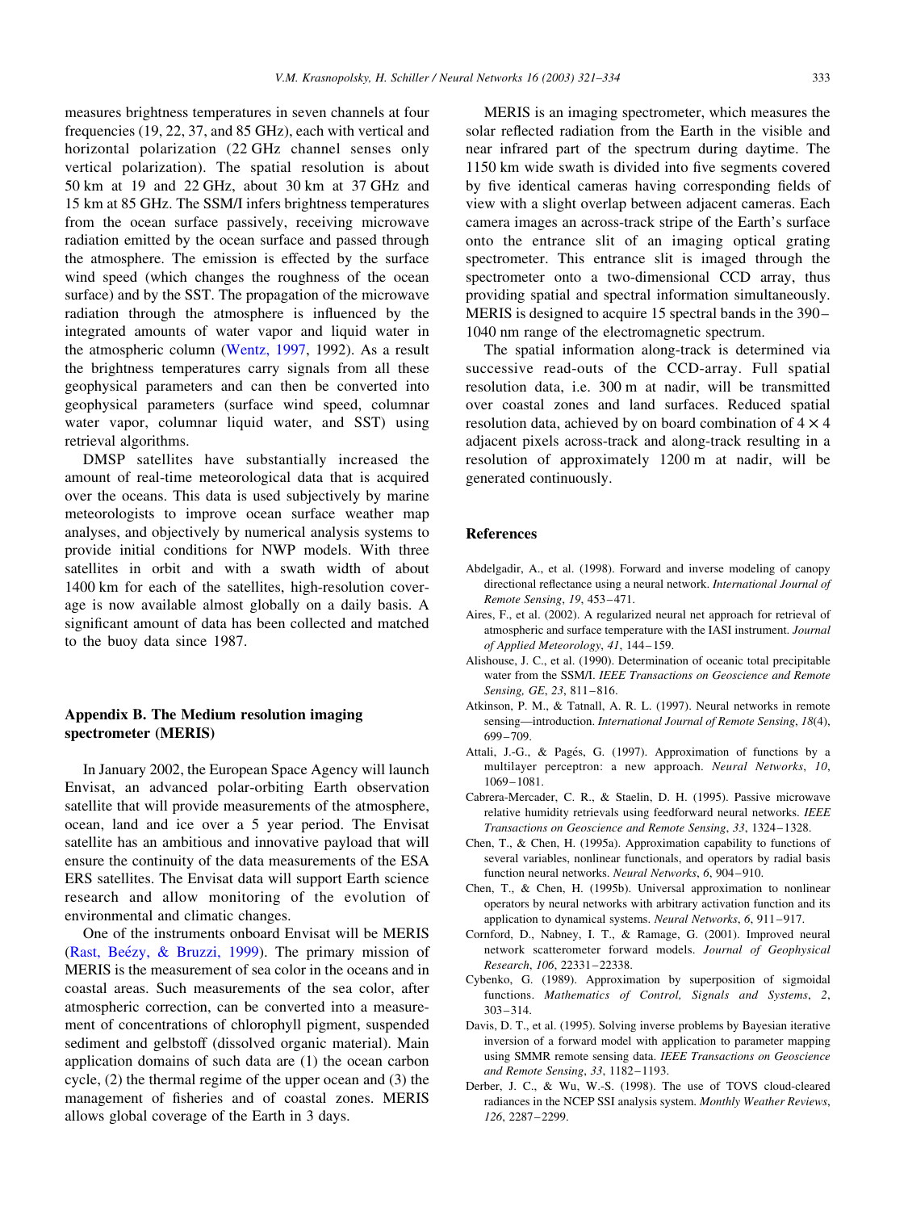measures brightness temperatures in seven channels at four frequencies (19, 22, 37, and 85 GHz), each with vertical and horizontal polarization (22 GHz channel senses only vertical polarization). The spatial resolution is about 50 km at 19 and 22 GHz, about 30 km at 37 GHz and 15 km at 85 GHz. The SSM/I infers brightness temperatures from the ocean surface passively, receiving microwave radiation emitted by the ocean surface and passed through the atmosphere. The emission is effected by the surface wind speed (which changes the roughness of the ocean surface) and by the SST. The propagation of the microwave radiation through the atmosphere is influenced by the integrated amounts of water vapor and liquid water in the atmospheric column (Wentz, 1997, 1992). As a result the brightness temperatures carry signals from all these geophysical parameters and can then be converted into geophysical parameters (surface wind speed, columnar water vapor, columnar liquid water, and SST) using retrieval algorithms.

DMSP satellites have substantially increased the amount of real-time meteorological data that is acquired over the oceans. This data is used subjectively by marine meteorologists to improve ocean surface weather map analyses, and objectively by numerical analysis systems to provide initial conditions for NWP models. With three satellites in orbit and with a swath width of about 1400 km for each of the satellites, high-resolution coverage is now available almost globally on a daily basis. A significant amount of data has been collected and matched to the buoy data since 1987.

## Appendix B. The Medium resolution imaging spectrometer (MERIS)

In January 2002, the European Space Agency will launch Envisat, an advanced polar-orbiting Earth observation satellite that will provide measurements of the atmosphere, ocean, land and ice over a 5 year period. The Envisat satellite has an ambitious and innovative payload that will ensure the continuity of the data measurements of the ESA ERS satellites. The Envisat data will support Earth science research and allow monitoring of the evolution of environmental and climatic changes.

One of the instruments onboard Envisat will be MERIS (Rast, Beézy, & Bruzzi, 1999). The primary mission of MERIS is the measurement of sea color in the oceans and in coastal areas. Such measurements of the sea color, after atmospheric correction, can be converted into a measurement of concentrations of chlorophyll pigment, suspended sediment and gelbstoff (dissolved organic material). Main application domains of such data are (1) the ocean carbon cycle, (2) the thermal regime of the upper ocean and (3) the management of fisheries and of coastal zones. MERIS allows global coverage of the Earth in 3 days.

MERIS is an imaging spectrometer, which measures the solar reflected radiation from the Earth in the visible and near infrared part of the spectrum during daytime. The 1150 km wide swath is divided into five segments covered by five identical cameras having corresponding fields of view with a slight overlap between adjacent cameras. Each camera images an across-track stripe of the Earth's surface onto the entrance slit of an imaging optical grating spectrometer. This entrance slit is imaged through the spectrometer onto a two-dimensional CCD array, thus providing spatial and spectral information simultaneously. MERIS is designed to acquire 15 spectral bands in the 390–1040 nm range of the electromagnetic spectrum.

The spatial information along-track is determined via successive read-outs of the CCD-array. Full spatial resolution data, i.e. 300 m at nadir, will be transmitted over coastal zones and land surfaces. Reduced spatial resolution data, achieved by on board combination of $4 \times 4$ adjacent pixels across-track and along-track resulting in a resolution of approximately 1200 m at nadir, will be generated continuously.

## References

Abdelgadir, A., et al. (1998). Forward and inverse modeling of canopy directional reflectance using a neural network. *International Journal of Remote Sensing*, *19*, 453–471.

Aires, F., et al. (2002). A regularized neural net approach for retrieval of atmospheric and surface temperature with the IASI instrument. *Journal of Applied Meteorology*, *41*, 144–159.

Alishouse, J. C., et al. (1990). Determination of oceanic total precipitable water from the SSM/I. *IEEE Transactions on Geoscience and Remote Sensing, GE*, *23*, 811–816.

Atkinson, P. M., & Tatnall, A. R. L. (1997). Neural networks in remote sensing—introduction. *International Journal of Remote Sensing*, *18*(4), 699–709.

Attali, J.-G., & Pagés, G. (1997). Approximation of functions by a multilayer perceptron: a new approach. *Neural Networks*, *10*, 1069–1081.

Cabrera-Mercader, C. R., & Staelin, D. H. (1995). Passive microwave relative humidity retrievals using feedforward neural networks. *IEEE Transactions on Geoscience and Remote Sensing*, *33*, 1324–1328.

Chen, T., & Chen, H. (1995a). Approximation capability to functions of several variables, nonlinear functionals, and operators by radial basis function neural networks. *Neural Networks*, *6*, 904–910.

Chen, T., & Chen, H. (1995b). Universal approximation to nonlinear operators by neural networks with arbitrary activation function and its application to dynamical systems. *Neural Networks*, *6*, 911–917.

Cornford, D., Nabney, I. T., & Ramage, G. (2001). Improved neural network scatterometer forward models. *Journal of Geophysical Research*, *106*, 22331–22338.

Cybenko, G. (1989). Approximation by superposition of sigmoidal functions. *Mathematics of Control, Signals and Systems*, *2*, 303–314.

Davis, D. T., et al. (1995). Solving inverse problems by Bayesian iterative inversion of a forward model with application to parameter mapping using SMMR remote sensing data. *IEEE Transactions on Geoscience and Remote Sensing*, *33*, 1182–1193.

Derber, J. C., & Wu, W.-S. (1998). The use of TOVS cloud-cleared radiances in the NCEP SSI analysis system. *Monthly Weather Reviews*, *126*, 2287–2299.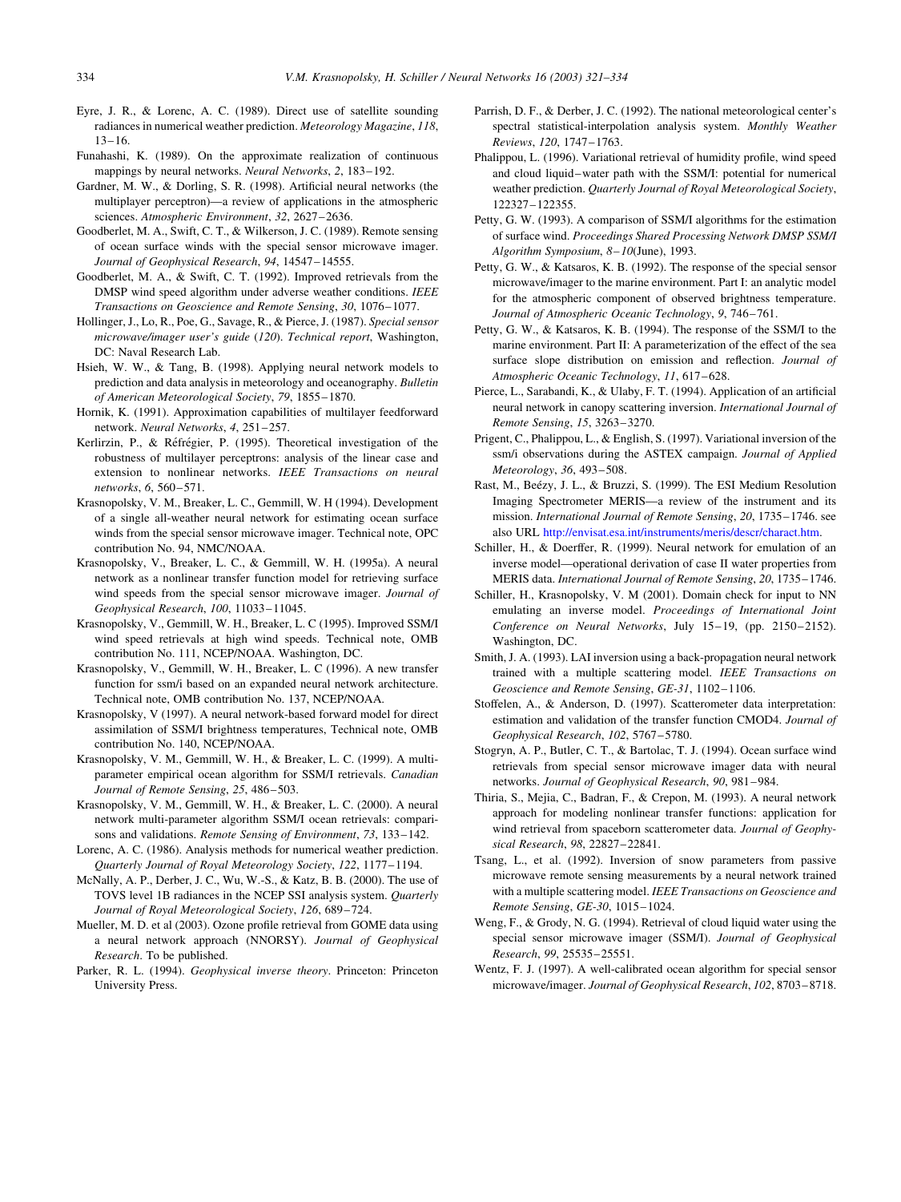Eyre, J. R., & Lorenc, A. C. (1989). Direct use of satellite sounding radiances in numerical weather prediction. *Meteorology Magazine*, *118*, 13–16.

Funahashi, K. (1989). On the approximate realization of continuous mappings by neural networks. *Neural Networks*, *2*, 183–192.

Gardner, M. W., & Dorling, S. R. (1998). Artificial neural networks (the multiplayer perceptron)—a review of applications in the atmospheric sciences. *Atmospheric Environment*, *32*, 2627–2636.

Goodberlet, M. A., Swift, C. T., & Wilkerson, J. C. (1989). Remote sensing of ocean surface winds with the special sensor microwave imager. *Journal of Geophysical Research*, *94*, 14547–14555.

Goodberlet, M. A., & Swift, C. T. (1992). Improved retrievals from the DMSP wind speed algorithm under adverse weather conditions. *IEEE Transactions on Geoscience and Remote Sensing*, *30*, 1076–1077.

Hollinger, J., Lo, R., Poe, G., Savage, R., & Pierce, J. (1987). *Special sensor microwave/imager user's guide* (*120*). *Technical report*, Washington, DC: Naval Research Lab.

Hsieh, W. W., & Tang, B. (1998). Applying neural network models to prediction and data analysis in meteorology and oceanography. *Bulletin of American Meteorological Society*, *79*, 1855–1870.

Hornik, K. (1991). Approximation capabilities of multilayer feedforward network. *Neural Networks*, *4*, 251–257.

Kerlirzin, P., & Réfrégier, P. (1995). Theoretical investigation of the robustness of multilayer perceptrons: analysis of the linear case and extension to nonlinear networks. *IEEE Transactions on neural networks*, *6*, 560–571.

Krasnopolsky, V. M., Breaker, L. C., Gemmill, W. H (1994). Development of a single all-weather neural network for estimating ocean surface winds from the special sensor microwave imager. Technical note, OPC contribution No. 94, NMC/NOAA.

Krasnopolsky, V., Breaker, L. C., & Gemmill, W. H. (1995a). A neural network as a nonlinear transfer function model for retrieving surface wind speeds from the special sensor microwave imager. *Journal of Geophysical Research*, *100*, 11033–11045.

Krasnopolsky, V., Gemmill, W. H., Breaker, L. C (1995). Improved SSM/I wind speed retrievals at high wind speeds. Technical note, OMB contribution No. 111, NCEP/NOAA. Washington, DC.

Krasnopolsky, V., Gemmill, W. H., Breaker, L. C (1996). A new transfer function for ssm/i based on an expanded neural network architecture. Technical note, OMB contribution No. 137, NCEP/NOAA.

Krasnopolsky, V (1997). A neural network-based forward model for direct assimilation of SSM/I brightness temperatures, Technical note, OMB contribution No. 140, NCEP/NOAA.

Krasnopolsky, V. M., Gemmill, W. H., & Breaker, L. C. (1999). A multi-parameter empirical ocean algorithm for SSM/I retrievals. *Canadian Journal of Remote Sensing*, *25*, 486–503.

Krasnopolsky, V. M., Gemmill, W. H., & Breaker, L. C. (2000). A neural network multi-parameter algorithm SSM/I ocean retrievals: comparisons and validations. *Remote Sensing of Environment*, *73*, 133–142.

Lorenc, A. C. (1986). Analysis methods for numerical weather prediction. *Quarterly Journal of Royal Meteorology Society*, *122*, 1177–1194.

McNally, A. P., Derber, J. C., Wu, W.-S., & Katz, B. B. (2000). The use of TOVS level 1B radiances in the NCEP SSI analysis system. *Quarterly Journal of Royal Meteorological Society*, *126*, 689–724.

Mueller, M. D. et al (2003). Ozone profile retrieval from GOME data using a neural network approach (NNORSY). *Journal of Geophysical Research*. To be published.

Parker, R. L. (1994). *Geophysical inverse theory*. Princeton: Princeton University Press.

Parrish, D. F., & Derber, J. C. (1992). The national meteorological center's spectral statistical-interpolation analysis system. *Monthly Weather Reviews*, *120*, 1747–1763.

Phalippou, L. (1996). Variational retrieval of humidity profile, wind speed and cloud liquid–water path with the SSM/I: potential for numerical weather prediction. *Quarterly Journal of Royal Meteorological Society*, 122327–122355.

Petty, G. W. (1993). A comparison of SSM/I algorithms for the estimation of surface wind. *Proceedings Shared Processing Network DMSP SSM/I Algorithm Symposium*, *8–10*(June), 1993.

Petty, G. W., & Katsaros, K. B. (1992). The response of the special sensor microwave/imager to the marine environment. Part I: an analytic model for the atmospheric component of observed brightness temperature. *Journal of Atmospheric Oceanic Technology*, *9*, 746–761.

Petty, G. W., & Katsaros, K. B. (1994). The response of the SSM/I to the marine environment. Part II: A parameterization of the effect of the sea surface slope distribution on emission and reflection. *Journal of Atmospheric Oceanic Technology*, *11*, 617–628.

Pierce, L., Sarabandi, K., & Ulaby, F. T. (1994). Application of an artificial neural network in canopy scattering inversion. *International Journal of Remote Sensing*, *15*, 3263–3270.

Prigent, C., Phalippou, L., & English, S. (1997). Variational inversion of the ssm/i observations during the ASTEX campaign. *Journal of Applied Meteorology*, *36*, 493–508.

Rast, M., Beézy, J. L., & Bruzzi, S. (1999). The ESI Medium Resolution Imaging Spectrometer MERIS—a review of the instrument and its mission. *International Journal of Remote Sensing*, *20*, 1735–1746. see also URL http://envisat.esa.int/instruments/meris/descr/charact.htm.

Schiller, H., & Doerffer, R. (1999). Neural network for emulation of an inverse model—operational derivation of case II water properties from MERIS data. *International Journal of Remote Sensing*, *20*, 1735–1746.

Schiller, H., Krasnopolsky, V. M (2001). Domain check for input to NN emulating an inverse model. *Proceedings of International Joint Conference on Neural Networks*, July 15–19, (pp. 2150–2152). Washington, DC.

Smith, J. A. (1993). LAI inversion using a back-propagation neural network trained with a multiple scattering model. *IEEE Transactions on Geoscience and Remote Sensing*, *GE-31*, 1102–1106.

Stoffelen, A., & Anderson, D. (1997). Scatterometer data interpretation: estimation and validation of the transfer function CMOD4. *Journal of Geophysical Research*, *102*, 5767–5780.

Stogryn, A. P., Butler, C. T., & Bartolac, T. J. (1994). Ocean surface wind retrievals from special sensor microwave imager data with neural networks. *Journal of Geophysical Research*, *90*, 981–984.

Thiria, S., Mejia, C., Badran, F., & Crepon, M. (1993). A neural network approach for modeling nonlinear transfer functions: application for wind retrieval from spaceborn scatterometer data. *Journal of Geophysical Research*, *98*, 22827–22841.

Tsang, L., et al. (1992). Inversion of snow parameters from passive microwave remote sensing measurements by a neural network trained with a multiple scattering model. *IEEE Transactions on Geoscience and Remote Sensing*, *GE-30*, 1015–1024.

Weng, F., & Grody, N. G. (1994). Retrieval of cloud liquid water using the special sensor microwave imager (SSM/I). *Journal of Geophysical Research*, *99*, 25535–25551.

Wentz, F. J. (1997). A well-calibrated ocean algorithm for special sensor microwave/imager. *Journal of Geophysical Research*, *102*, 8703–8718.